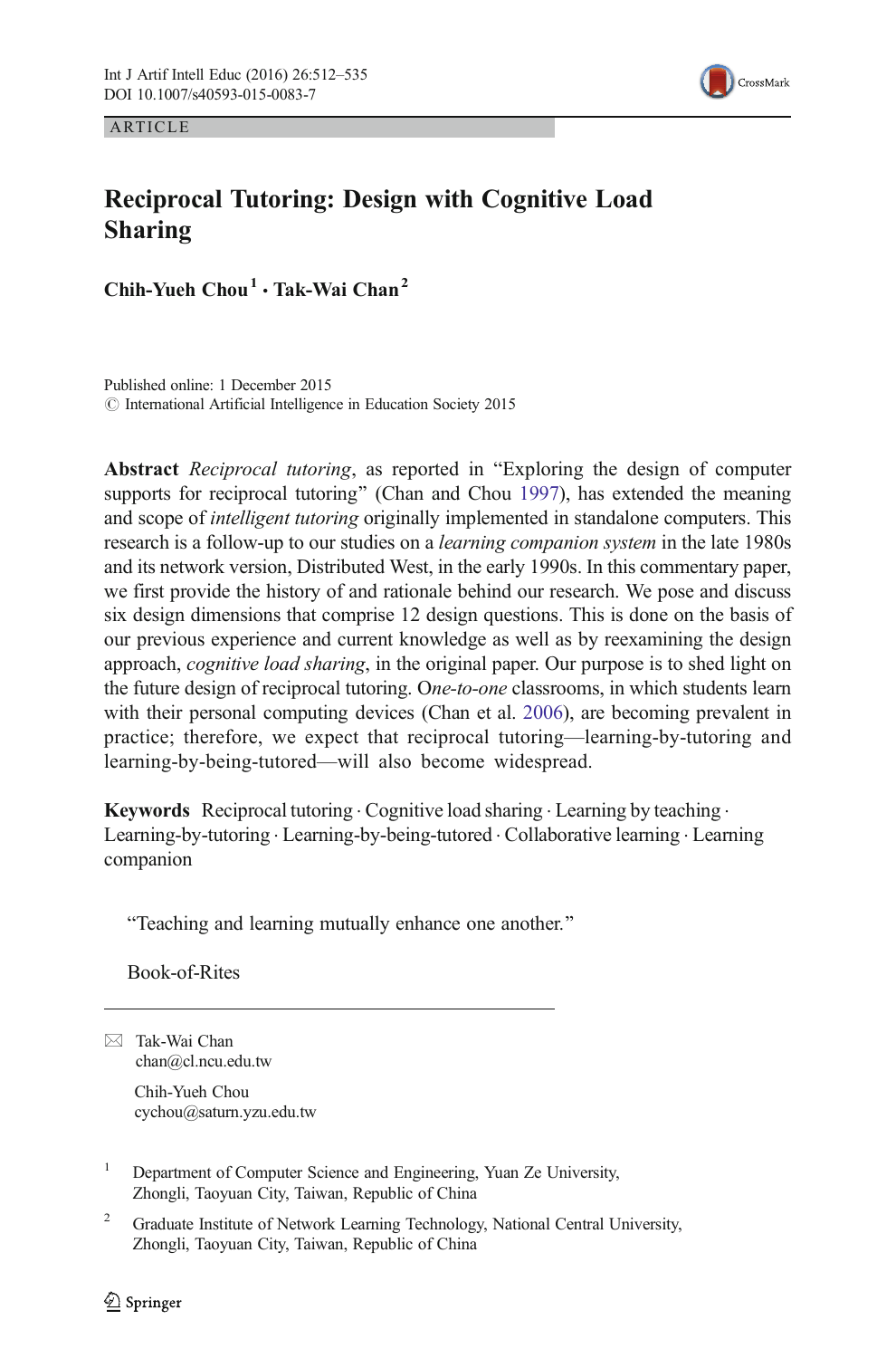ARTICLE

# Reciprocal Tutoring: Design with Cognitive Load Sharing

**Chih-Yueh Chou[1] · Tak-Wai Chan[2]**

Published online: 1 December 2015
© International Artificial Intelligence in Education Society 2015

**Abstract** *Reciprocal tutoring*, as reported in "Exploring the design of computer supports for reciprocal tutoring" (Chan and Chou 1997), has extended the meaning and scope of *intelligent tutoring* originally implemented in standalone computers. This research is a follow-up to our studies on a *learning companion system* in the late 1980s and its network version, Distributed West, in the early 1990s. In this commentary paper, we first provide the history of and rationale behind our research. We pose and discuss six design dimensions that comprise 12 design questions. This is done on the basis of our previous experience and current knowledge as well as by reexamining the design approach, *cognitive load sharing*, in the original paper. Our purpose is to shed light on the future design of reciprocal tutoring. O*ne-to-one* classrooms, in which students learn with their personal computing devices (Chan et al. 2006), are becoming prevalent in practice; therefore, we expect that reciprocal tutoring—learning-by-tutoring and learning-by-being-tutored—will also become widespread.

**Keywords** Reciprocal tutoring · Cognitive load sharing · Learning by teaching · Learning-by-tutoring · Learning-by-being-tutored · Collaborative learning · Learning companion

"Teaching and learning mutually enhance one another."

Book-of-Rites

---

✉ Tak-Wai Chan
chan@cl.ncu.edu.tw

Chih-Yueh Chou
cychou@saturn.yzu.edu.tw

[1] Department of Computer Science and Engineering, Yuan Ze University, Zhongli, Taoyuan City, Taiwan, Republic of China

[2] Graduate Institute of Network Learning Technology, National Central University, Zhongli, Taoyuan City, Taiwan, Republic of China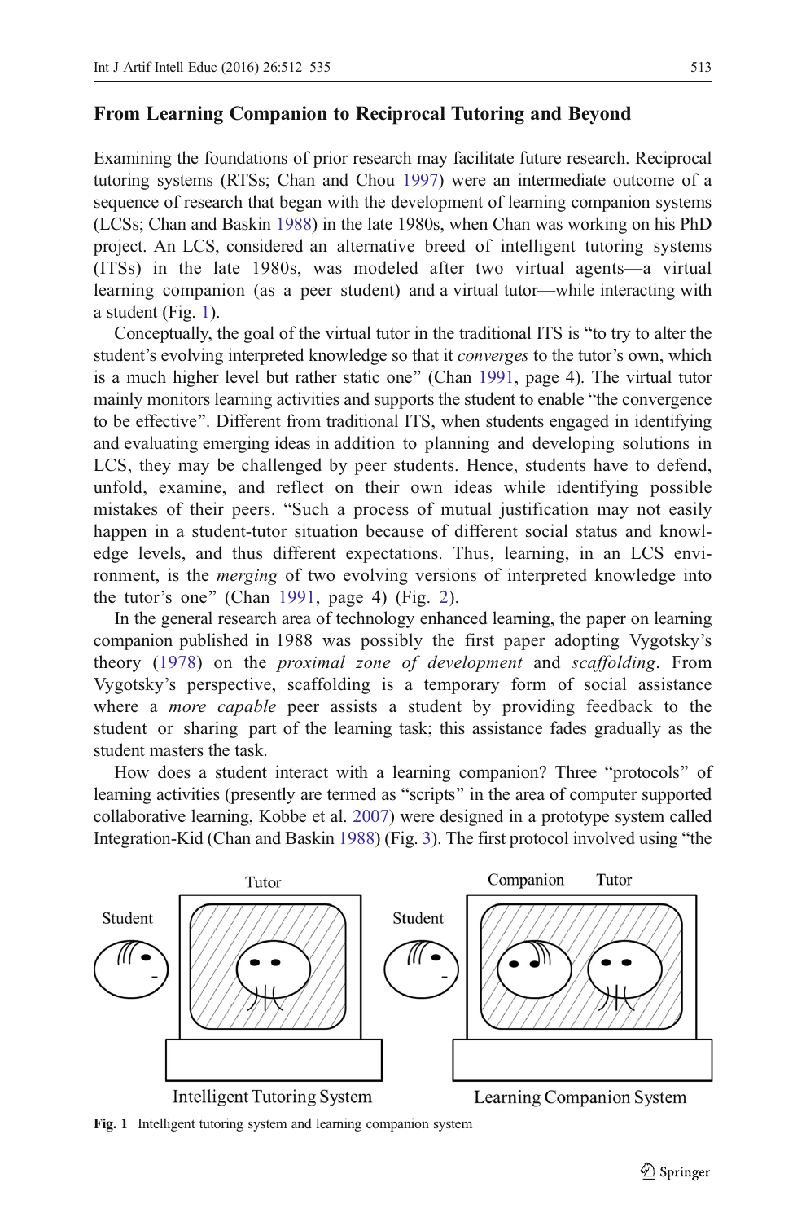## From Learning Companion to Reciprocal Tutoring and Beyond

Examining the foundations of prior research may facilitate future research. Reciprocal tutoring systems (RTSs; Chan and Chou 1997) were an intermediate outcome of a sequence of research that began with the development of learning companion systems (LCSs; Chan and Baskin 1988) in the late 1980s, when Chan was working on his PhD project. An LCS, considered an alternative breed of intelligent tutoring systems (ITSs) in the late 1980s, was modeled after two virtual agents—a virtual learning companion (as a peer student) and a virtual tutor—while interacting with a student (Fig. 1).

Conceptually, the goal of the virtual tutor in the traditional ITS is "to try to alter the student's evolving interpreted knowledge so that it *converges* to the tutor's own, which is a much higher level but rather static one" (Chan 1991, page 4). The virtual tutor mainly monitors learning activities and supports the student to enable "the convergence to be effective". Different from traditional ITS, when students engaged in identifying and evaluating emerging ideas in addition to planning and developing solutions in LCS, they may be challenged by peer students. Hence, students have to defend, unfold, examine, and reflect on their own ideas while identifying possible mistakes of their peers. "Such a process of mutual justification may not easily happen in a student-tutor situation because of different social status and knowledge levels, and thus different expectations. Thus, learning, in an LCS environment, is the *merging* of two evolving versions of interpreted knowledge into the tutor's one" (Chan 1991, page 4) (Fig. 2).

In the general research area of technology enhanced learning, the paper on learning companion published in 1988 was possibly the first paper adopting Vygotsky's theory (1978) on the *proximal zone of development* and *scaffolding*. From Vygotsky's perspective, scaffolding is a temporary form of social assistance where a *more capable* peer assists a student by providing feedback to the student or sharing part of the learning task; this assistance fades gradually as the student masters the task.

How does a student interact with a learning companion? Three "protocols" of learning activities (presently are termed as "scripts" in the area of computer supported collaborative learning, Kobbe et al. 2007) were designed in a prototype system called Integration-Kid (Chan and Baskin 1988) (Fig. 3). The first protocol involved using "the

Fig. 1 Intelligent tutoring system and learning companion system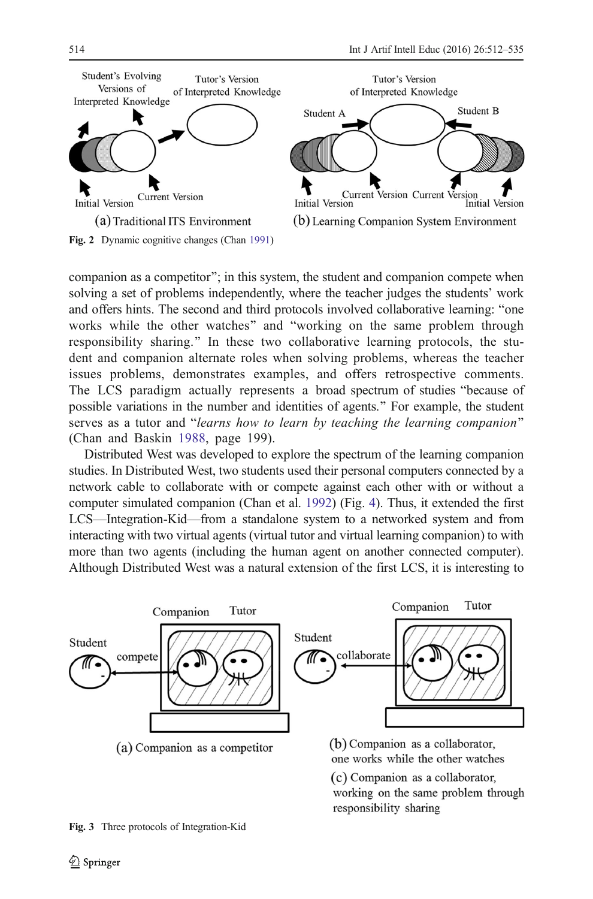Fig. 2 Dynamic cognitive changes (Chan 1991)

companion as a competitor"; in this system, the student and companion compete when solving a set of problems independently, where the teacher judges the students' work and offers hints. The second and third protocols involved collaborative learning: "one works while the other watches" and "working on the same problem through responsibility sharing." In these two collaborative learning protocols, the student and companion alternate roles when solving problems, whereas the teacher issues problems, demonstrates examples, and offers retrospective comments. The LCS paradigm actually represents a broad spectrum of studies "because of possible variations in the number and identities of agents." For example, the student serves as a tutor and "*learns how to learn by teaching the learning companion*" (Chan and Baskin 1988, page 199).

Distributed West was developed to explore the spectrum of the learning companion studies. In Distributed West, two students used their personal computers connected by a network cable to collaborate with or compete against each other with or without a computer simulated companion (Chan et al. 1992) (Fig. 4). Thus, it extended the first LCS—Integration-Kid—from a standalone system to a networked system and from interacting with two virtual agents (virtual tutor and virtual learning companion) to with more than two agents (including the human agent on another connected computer). Although Distributed West was a natural extension of the first LCS, it is interesting to

Fig. 3 Three protocols of Integration-Kid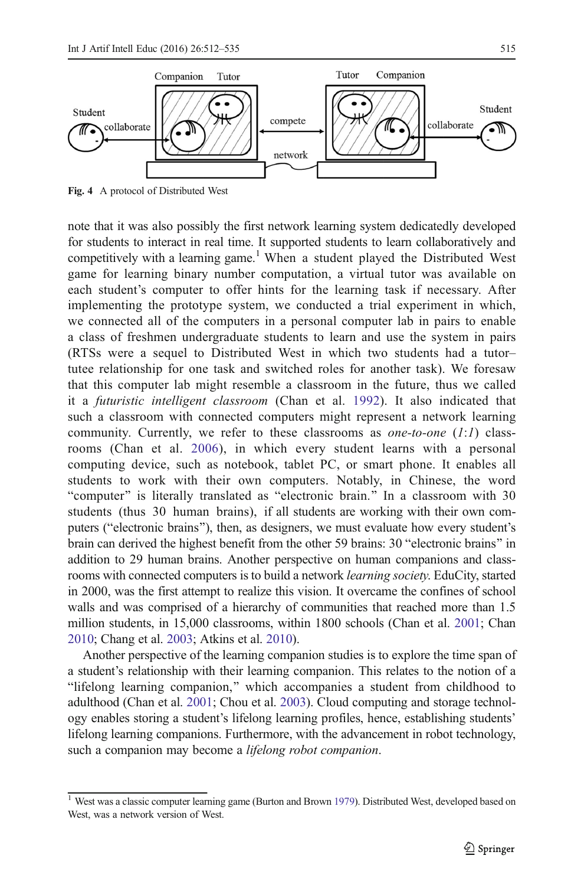Fig. 4 A protocol of Distributed West

note that it was also possibly the first network learning system dedicatedly developed for students to interact in real time. It supported students to learn collaboratively and competitively with a learning game.[1] When a student played the Distributed West game for learning binary number computation, a virtual tutor was available on each student's computer to offer hints for the learning task if necessary. After implementing the prototype system, we conducted a trial experiment in which, we connected all of the computers in a personal computer lab in pairs to enable a class of freshmen undergraduate students to learn and use the system in pairs (RTSs were a sequel to Distributed West in which two students had a tutor–tutee relationship for one task and switched roles for another task). We foresaw that this computer lab might resemble a classroom in the future, thus we called it a *futuristic intelligent classroom* (Chan et al. 1992). It also indicated that such a classroom with connected computers might represent a network learning community. Currently, we refer to these classrooms as *one-to-one* (*1*:*1*) classrooms (Chan et al. 2006), in which every student learns with a personal computing device, such as notebook, tablet PC, or smart phone. It enables all students to work with their own computers. Notably, in Chinese, the word "computer" is literally translated as "electronic brain." In a classroom with 30 students (thus 30 human brains), if all students are working with their own computers ("electronic brains"), then, as designers, we must evaluate how every student's brain can derived the highest benefit from the other 59 brains: 30 "electronic brains" in addition to 29 human brains. Another perspective on human companions and classrooms with connected computers is to build a network *learning society*. EduCity, started in 2000, was the first attempt to realize this vision. It overcame the confines of school walls and was comprised of a hierarchy of communities that reached more than 1.5 million students, in 15,000 classrooms, within 1800 schools (Chan et al. 2001; Chan 2010; Chang et al. 2003; Atkins et al. 2010).

Another perspective of the learning companion studies is to explore the time span of a student's relationship with their learning companion. This relates to the notion of a "lifelong learning companion," which accompanies a student from childhood to adulthood (Chan et al. 2001; Chou et al. 2003). Cloud computing and storage technology enables storing a student's lifelong learning profiles, hence, establishing students' lifelong learning companions. Furthermore, with the advancement in robot technology, such a companion may become a *lifelong robot companion*.

[1] West was a classic computer learning game (Burton and Brown 1979). Distributed West, developed based on West, was a network version of West.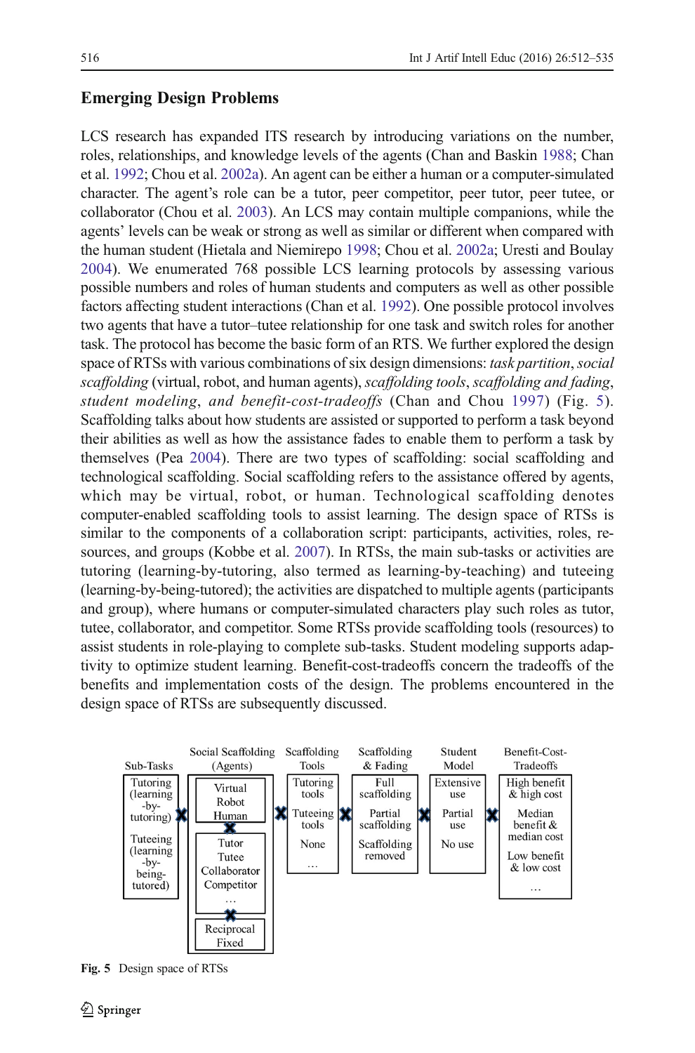## Emerging Design Problems

LCS research has expanded ITS research by introducing variations on the number, roles, relationships, and knowledge levels of the agents (Chan and Baskin 1988; Chan et al. 1992; Chou et al. 2002a). An agent can be either a human or a computer-simulated character. The agent's role can be a tutor, peer competitor, peer tutor, peer tutee, or collaborator (Chou et al. 2003). An LCS may contain multiple companions, while the agents' levels can be weak or strong as well as similar or different when compared with the human student (Hietala and Niemirepo 1998; Chou et al. 2002a; Uresti and Boulay 2004). We enumerated 768 possible LCS learning protocols by assessing various possible numbers and roles of human students and computers as well as other possible factors affecting student interactions (Chan et al. 1992). One possible protocol involves two agents that have a tutor–tutee relationship for one task and switch roles for another task. The protocol has become the basic form of an RTS. We further explored the design space of RTSs with various combinations of six design dimensions: *task partition*, *social scaffolding* (virtual, robot, and human agents), *scaffolding tools*, *scaffolding and fading*, *student modeling*, *and benefit-cost-tradeoffs* (Chan and Chou 1997) (Fig. 5). Scaffolding talks about how students are assisted or supported to perform a task beyond their abilities as well as how the assistance fades to enable them to perform a task by themselves (Pea 2004). There are two types of scaffolding: social scaffolding and technological scaffolding. Social scaffolding refers to the assistance offered by agents, which may be virtual, robot, or human. Technological scaffolding denotes computer-enabled scaffolding tools to assist learning. The design space of RTSs is similar to the components of a collaboration script: participants, activities, roles, resources, and groups (Kobbe et al. 2007). In RTSs, the main sub-tasks or activities are tutoring (learning-by-tutoring, also termed as learning-by-teaching) and tuteeing (learning-by-being-tutored); the activities are dispatched to multiple agents (participants and group), where humans or computer-simulated characters play such roles as tutor, tutee, collaborator, and competitor. Some RTSs provide scaffolding tools (resources) to assist students in role-playing to complete sub-tasks. Student modeling supports adaptivity to optimize student learning. Benefit-cost-tradeoffs concern the tradeoffs of the benefits and implementation costs of the design. The problems encountered in the design space of RTSs are subsequently discussed.

| Sub-Tasks | Social Scaffolding (Agents) | Scaffolding Tools | Scaffolding & Fading | Student Model | Benefit-Cost-Tradeoffs |
|---|---|---|---|---|---|
| Tutoring (learning-by-tutoring) | Virtual, Robot, Human | Tutoring tools | Full scaffolding | Extensive use | High benefit & high cost |
| Tuteeing (learning-by-being-tutored) | Tutor, Tutee, Collaborator, Competitor, … | Tuteeing tools | Partial scaffolding | Partial use | Median benefit & median cost |
| | Reciprocal, Fixed | None | Scaffolding removed | No use | Low benefit & low cost |
| | | … | | | … |

Fig. 5 Design space of RTSs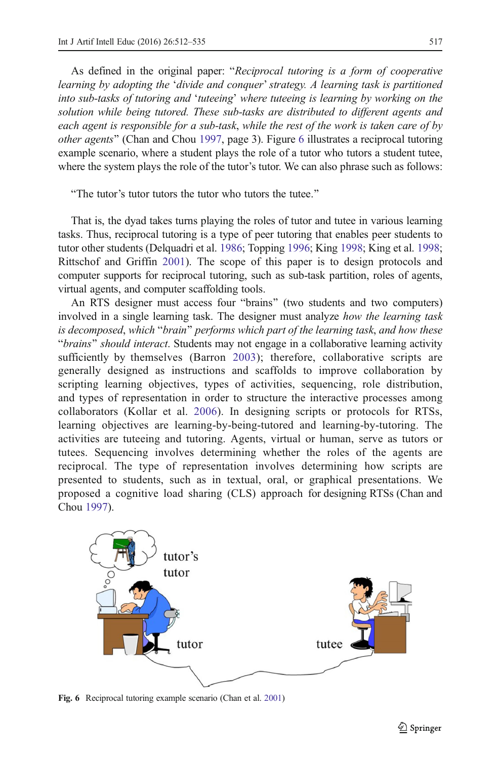As defined in the original paper: "*Reciprocal tutoring is a form of cooperative learning by adopting the* '*divide and conquer*' *strategy. A learning task is partitioned into sub-tasks of tutoring and* '*tuteeing*' *where tuteeing is learning by working on the solution while being tutored. These sub-tasks are distributed to different agents and each agent is responsible for a sub-task, while the rest of the work is taken care of by other agents*" (Chan and Chou 1997, page 3). Figure 6 illustrates a reciprocal tutoring example scenario, where a student plays the role of a tutor who tutors a student tutee, where the system plays the role of the tutor's tutor. We can also phrase such as follows:

"The tutor's tutor tutors the tutor who tutors the tutee."

That is, the dyad takes turns playing the roles of tutor and tutee in various learning tasks. Thus, reciprocal tutoring is a type of peer tutoring that enables peer students to tutor other students (Delquadri et al. 1986; Topping 1996; King 1998; King et al. 1998; Rittschof and Griffin 2001). The scope of this paper is to design protocols and computer supports for reciprocal tutoring, such as sub-task partition, roles of agents, virtual agents, and computer scaffolding tools.

An RTS designer must access four "brains" (two students and two computers) involved in a single learning task. The designer must analyze *how the learning task is decomposed*, *which* "*brain*" *performs which part of the learning task, and how these* "*brains*" *should interact*. Students may not engage in a collaborative learning activity sufficiently by themselves (Barron 2003); therefore, collaborative scripts are generally designed as instructions and scaffolds to improve collaboration by scripting learning objectives, types of activities, sequencing, role distribution, and types of representation in order to structure the interactive processes among collaborators (Kollar et al. 2006). In designing scripts or protocols for RTSs, learning objectives are learning-by-being-tutored and learning-by-tutoring. The activities are tuteeing and tutoring. Agents, virtual or human, serve as tutors or tutees. Sequencing involves determining whether the roles of the agents are reciprocal. The type of representation involves determining how scripts are presented to students, such as in textual, oral, or graphical presentations. We proposed a cognitive load sharing (CLS) approach for designing RTSs (Chan and Chou 1997).

**Fig. 6** Reciprocal tutoring example scenario (Chan et al. 2001)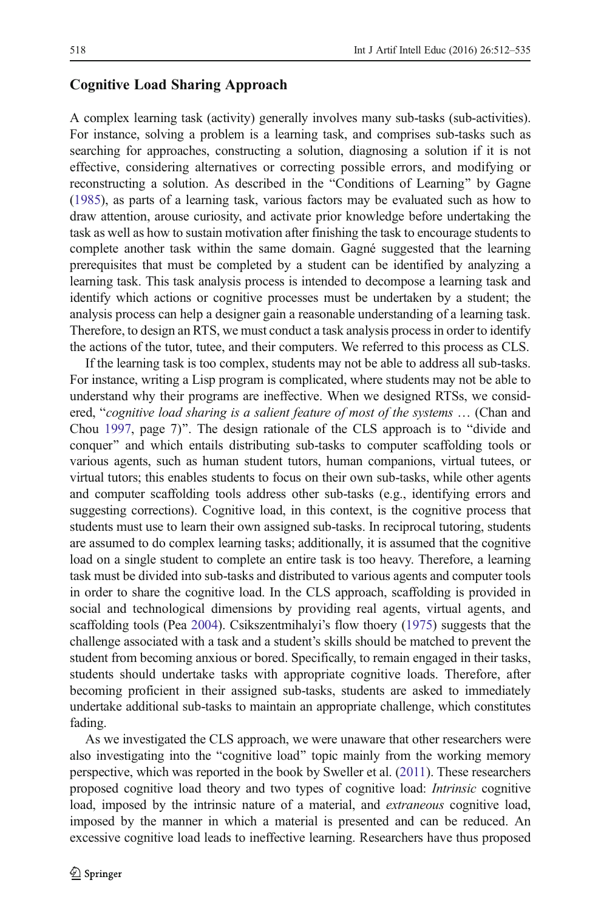## Cognitive Load Sharing Approach

A complex learning task (activity) generally involves many sub-tasks (sub-activities). For instance, solving a problem is a learning task, and comprises sub-tasks such as searching for approaches, constructing a solution, diagnosing a solution if it is not effective, considering alternatives or correcting possible errors, and modifying or reconstructing a solution. As described in the "Conditions of Learning" by Gagne (1985), as parts of a learning task, various factors may be evaluated such as how to draw attention, arouse curiosity, and activate prior knowledge before undertaking the task as well as how to sustain motivation after finishing the task to encourage students to complete another task within the same domain. Gagné suggested that the learning prerequisites that must be completed by a student can be identified by analyzing a learning task. This task analysis process is intended to decompose a learning task and identify which actions or cognitive processes must be undertaken by a student; the analysis process can help a designer gain a reasonable understanding of a learning task. Therefore, to design an RTS, we must conduct a task analysis process in order to identify the actions of the tutor, tutee, and their computers. We referred to this process as CLS.

If the learning task is too complex, students may not be able to address all sub-tasks. For instance, writing a Lisp program is complicated, where students may not be able to understand why their programs are ineffective. When we designed RTSs, we considered, "*cognitive load sharing is a salient feature of most of the systems …* (Chan and Chou 1997, page 7)". The design rationale of the CLS approach is to "divide and conquer" and which entails distributing sub-tasks to computer scaffolding tools or various agents, such as human student tutors, human companions, virtual tutees, or virtual tutors; this enables students to focus on their own sub-tasks, while other agents and computer scaffolding tools address other sub-tasks (e.g., identifying errors and suggesting corrections). Cognitive load, in this context, is the cognitive process that students must use to learn their own assigned sub-tasks. In reciprocal tutoring, students are assumed to do complex learning tasks; additionally, it is assumed that the cognitive load on a single student to complete an entire task is too heavy. Therefore, a learning task must be divided into sub-tasks and distributed to various agents and computer tools in order to share the cognitive load. In the CLS approach, scaffolding is provided in social and technological dimensions by providing real agents, virtual agents, and scaffolding tools (Pea 2004). Csikszentmihalyi's flow thoery (1975) suggests that the challenge associated with a task and a student's skills should be matched to prevent the student from becoming anxious or bored. Specifically, to remain engaged in their tasks, students should undertake tasks with appropriate cognitive loads. Therefore, after becoming proficient in their assigned sub-tasks, students are asked to immediately undertake additional sub-tasks to maintain an appropriate challenge, which constitutes fading.

As we investigated the CLS approach, we were unaware that other researchers were also investigating into the "cognitive load" topic mainly from the working memory perspective, which was reported in the book by Sweller et al. (2011). These researchers proposed cognitive load theory and two types of cognitive load: *Intrinsic* cognitive load, imposed by the intrinsic nature of a material, and *extraneous* cognitive load, imposed by the manner in which a material is presented and can be reduced. An excessive cognitive load leads to ineffective learning. Researchers have thus proposed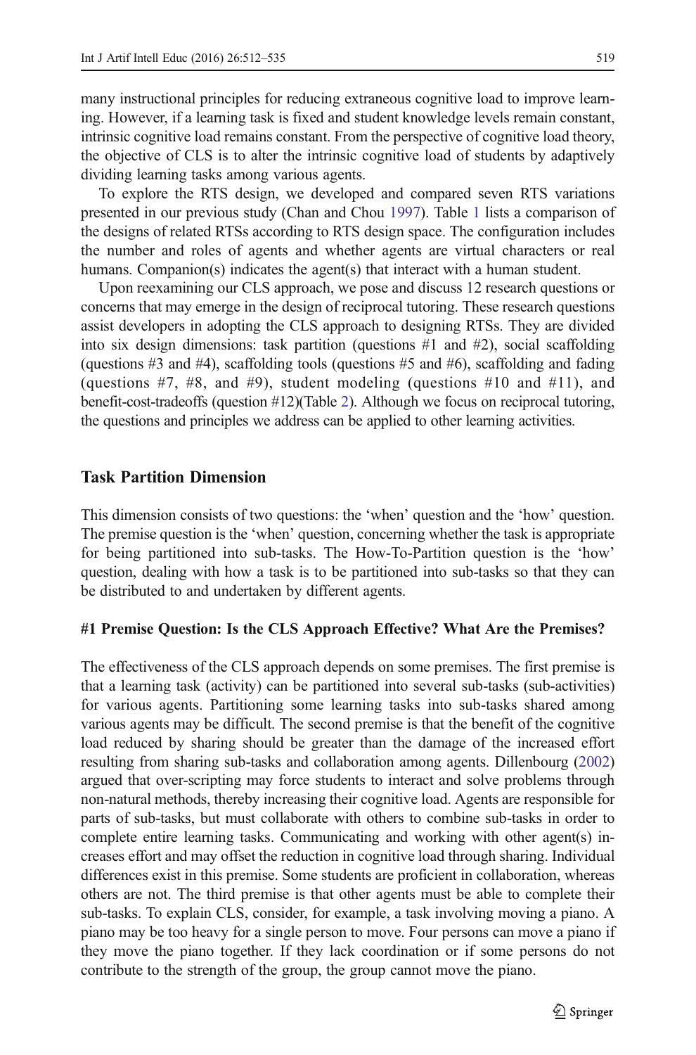many instructional principles for reducing extraneous cognitive load to improve learning. However, if a learning task is fixed and student knowledge levels remain constant, intrinsic cognitive load remains constant. From the perspective of cognitive load theory, the objective of CLS is to alter the intrinsic cognitive load of students by adaptively dividing learning tasks among various agents.

To explore the RTS design, we developed and compared seven RTS variations presented in our previous study (Chan and Chou 1997). Table 1 lists a comparison of the designs of related RTSs according to RTS design space. The configuration includes the number and roles of agents and whether agents are virtual characters or real humans. Companion(s) indicates the agent(s) that interact with a human student.

Upon reexamining our CLS approach, we pose and discuss 12 research questions or concerns that may emerge in the design of reciprocal tutoring. These research questions assist developers in adopting the CLS approach to designing RTSs. They are divided into six design dimensions: task partition (questions #1 and #2), social scaffolding (questions #3 and #4), scaffolding tools (questions #5 and #6), scaffolding and fading (questions #7, #8, and #9), student modeling (questions #10 and #11), and benefit-cost-tradeoffs (question #12)(Table 2). Although we focus on reciprocal tutoring, the questions and principles we address can be applied to other learning activities.

## Task Partition Dimension

This dimension consists of two questions: the 'when' question and the 'how' question. The premise question is the 'when' question, concerning whether the task is appropriate for being partitioned into sub-tasks. The How-To-Partition question is the 'how' question, dealing with how a task is to be partitioned into sub-tasks so that they can be distributed to and undertaken by different agents.

### #1 Premise Question: Is the CLS Approach Effective? What Are the Premises?

The effectiveness of the CLS approach depends on some premises. The first premise is that a learning task (activity) can be partitioned into several sub-tasks (sub-activities) for various agents. Partitioning some learning tasks into sub-tasks shared among various agents may be difficult. The second premise is that the benefit of the cognitive load reduced by sharing should be greater than the damage of the increased effort resulting from sharing sub-tasks and collaboration among agents. Dillenbourg (2002) argued that over-scripting may force students to interact and solve problems through non-natural methods, thereby increasing their cognitive load. Agents are responsible for parts of sub-tasks, but must collaborate with others to combine sub-tasks in order to complete entire learning tasks. Communicating and working with other agent(s) increases effort and may offset the reduction in cognitive load through sharing. Individual differences exist in this premise. Some students are proficient in collaboration, whereas others are not. The third premise is that other agents must be able to complete their sub-tasks. To explain CLS, consider, for example, a task involving moving a piano. A piano may be too heavy for a single person to move. Four persons can move a piano if they move the piano together. If they lack coordination or if some persons do not contribute to the strength of the group, the group cannot move the piano.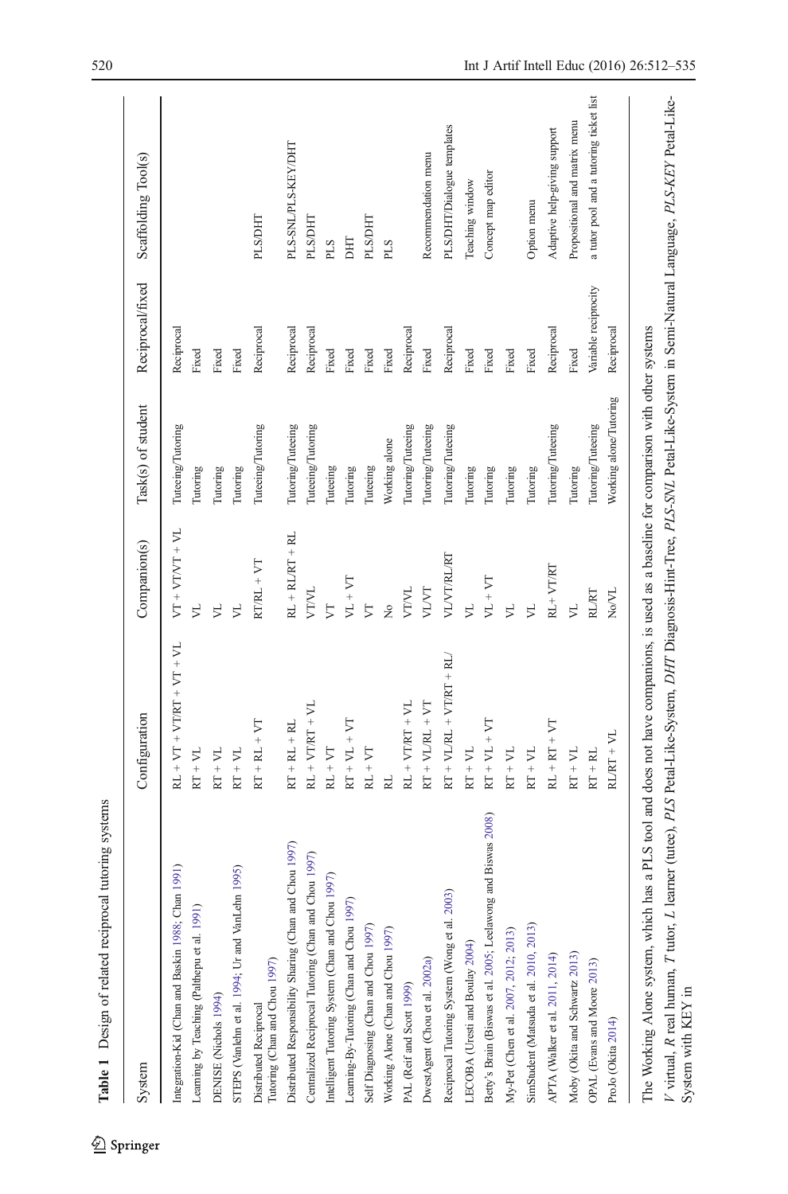**Table 1** Design of related reciprocal tutoring systems

| System | Configuration | Companion(s) | Task(s) of student | Reciprocal/fixed | Scaffolding Tool(s) |
|---|---|---|---|---|---|
| Integration-Kid (Chan and Baskin 1988; Chan 1991) | RL + VT + VT/RT + VT + VL | VT + VT/VT + VL | Tuteeing/Tutoring | Reciprocal | |
| Learning by Teaching (Palthepu et al. 1991) | RT + VL | VL | Tutoring | Fixed | |
| DENISE (Nichols 1994) | RT + VL | VL | Tutoring | Fixed | |
| STEPS (Vanlehn et al. 1994; Ur and VanLehn 1995) | RT + VL | VL | Tutoring | Fixed | |
| Distributed Reciprocal Tutoring (Chan and Chou 1997) | RT + RL + VT | RT/RL + VT | Tuteeing/Tutoring | Reciprocal | PLS/DHT |
| Distributed Responsibility Sharing (Chan and Chou 1997) | RT + RL + RL | RL + RL/RT + RL | Tutoring/Tuteeing | Reciprocal | PLS-SNL/PLS-KEY/DHT |
| Centralized Reciprocal Tutoring (Chan and Chou 1997) | RL + VT/RT + VL | VT/VL | Tuteeing/Tutoring | Reciprocal | PLS/DHT |
| Intelligent Tutoring System (Chan and Chou 1997) | RL + VT | VT | Tuteeing | Fixed | PLS |
| Learning-By-Tutoring (Chan and Chou 1997) | RT + VL + VT | VL + VT | Tutoring | Fixed | DHT |
| Self Diagnosing (Chan and Chou 1997) | RL + VT | VT | Tuteeing | Fixed | PLS/DHT |
| Working Alone (Chan and Chou 1997) | RL | No | Working alone | Fixed | PLS |
| PAL (Reif and Scott 1999) | RL + VT/RT + VL | VT/VL | Tutoring/Tuteeing | Reciprocal | |
| DwestAgent (Chou et al. 2002a) | RT + VL/RL + VT | VL/VT | Tutoring/Tuteeing | Fixed | Recommendation menu |
| Reciprocal Tutoring System (Wong et al. 2003) | RT + VL/RL + VT/RT + RL/ | VL/VT/RL/RT | Tutoring/Tuteeing | Reciprocal | PLS/DHT/Dialogue templates |
| LECOBA (Uresti and Boulay 2004) | RT + VL | VL | Tutoring | Fixed | Teaching window |
| Betty's Brain (Biswas et al. 2005; Leelawong and Biswas 2008) | RT + VL + VT | VL + VT | Tutoring | Fixed | Concept map editor |
| My-Pet (Chen et al. 2007, 2012; 2013) | RT + VL | VL | Tutoring | Fixed | |
| SimStudent (Matsuda et al. 2010, 2013) | RT + VL | VL | Tutoring | Fixed | Option menu |
| APTA (Walker et al. 2011, 2014) | RL + RT + VT | RL+ VT/RT | Tutoring/Tuteeing | Reciprocal | Adaptive help-giving support |
| Moby (Okita and Schwartz 2013) | RT + VL | VL | Tutoring | Fixed | Propositional and matrix menu |
| OPAL (Evans and Moore 2013) | RT + RL | RL/RT | Tutoring/Tuteeing | Variable reciprocity | a tutor pool and a tutoring ticket list |
| ProJo (Okita 2014) | RL/RT + VL | No/VL | Working alone/Tutoring | Reciprocal | |

The Working Alone system, which has a PLS tool and does not have companions, is used as a baseline for comparison with other systems

*V* virtual, *R* real human, *T* tutor, *L* learner (tutee), *PLS* Petal-Like-System, *DHT* Diagnosis-Hint-Tree, *PLS-SNL* Petal-Like-System in Semi-Natural Language, *PLS-KEY* Petal-Like-System with KEY in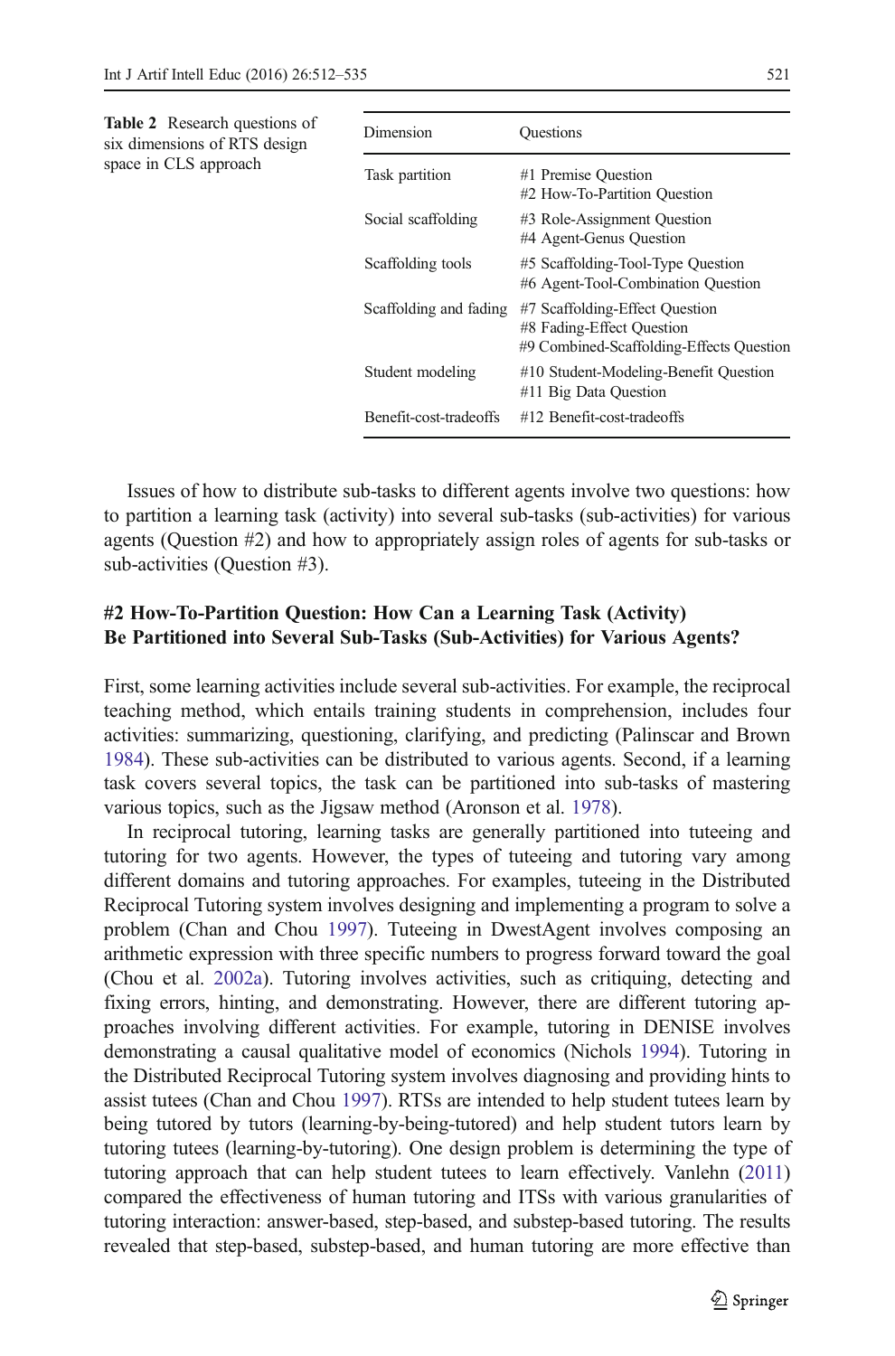**Table 2** Research questions of six dimensions of RTS design space in CLS approach

| Dimension | Questions |
|---|---|
| Task partition | #1 Premise Question<br>#2 How-To-Partition Question |
| Social scaffolding | #3 Role-Assignment Question<br>#4 Agent-Genus Question |
| Scaffolding tools | #5 Scaffolding-Tool-Type Question<br>#6 Agent-Tool-Combination Question |
| Scaffolding and fading | #7 Scaffolding-Effect Question<br>#8 Fading-Effect Question<br>#9 Combined-Scaffolding-Effects Question |
| Student modeling | #10 Student-Modeling-Benefit Question<br>#11 Big Data Question |
| Benefit-cost-tradeoffs | #12 Benefit-cost-tradeoffs |

Issues of how to distribute sub-tasks to different agents involve two questions: how to partition a learning task (activity) into several sub-tasks (sub-activities) for various agents (Question #2) and how to appropriately assign roles of agents for sub-tasks or sub-activities (Question #3).

### #2 How-To-Partition Question: How Can a Learning Task (Activity) Be Partitioned into Several Sub-Tasks (Sub-Activities) for Various Agents?

First, some learning activities include several sub-activities. For example, the reciprocal teaching method, which entails training students in comprehension, includes four activities: summarizing, questioning, clarifying, and predicting (Palinscar and Brown 1984). These sub-activities can be distributed to various agents. Second, if a learning task covers several topics, the task can be partitioned into sub-tasks of mastering various topics, such as the Jigsaw method (Aronson et al. 1978).

In reciprocal tutoring, learning tasks are generally partitioned into tuteeing and tutoring for two agents. However, the types of tuteeing and tutoring vary among different domains and tutoring approaches. For examples, tuteeing in the Distributed Reciprocal Tutoring system involves designing and implementing a program to solve a problem (Chan and Chou 1997). Tuteeing in DwestAgent involves composing an arithmetic expression with three specific numbers to progress forward toward the goal (Chou et al. 2002a). Tutoring involves activities, such as critiquing, detecting and fixing errors, hinting, and demonstrating. However, there are different tutoring approaches involving different activities. For example, tutoring in DENISE involves demonstrating a causal qualitative model of economics (Nichols 1994). Tutoring in the Distributed Reciprocal Tutoring system involves diagnosing and providing hints to assist tutees (Chan and Chou 1997). RTSs are intended to help student tutees learn by being tutored by tutors (learning-by-being-tutored) and help student tutors learn by tutoring tutees (learning-by-tutoring). One design problem is determining the type of tutoring approach that can help student tutees to learn effectively. Vanlehn (2011) compared the effectiveness of human tutoring and ITSs with various granularities of tutoring interaction: answer-based, step-based, and substep-based tutoring. The results revealed that step-based, substep-based, and human tutoring are more effective than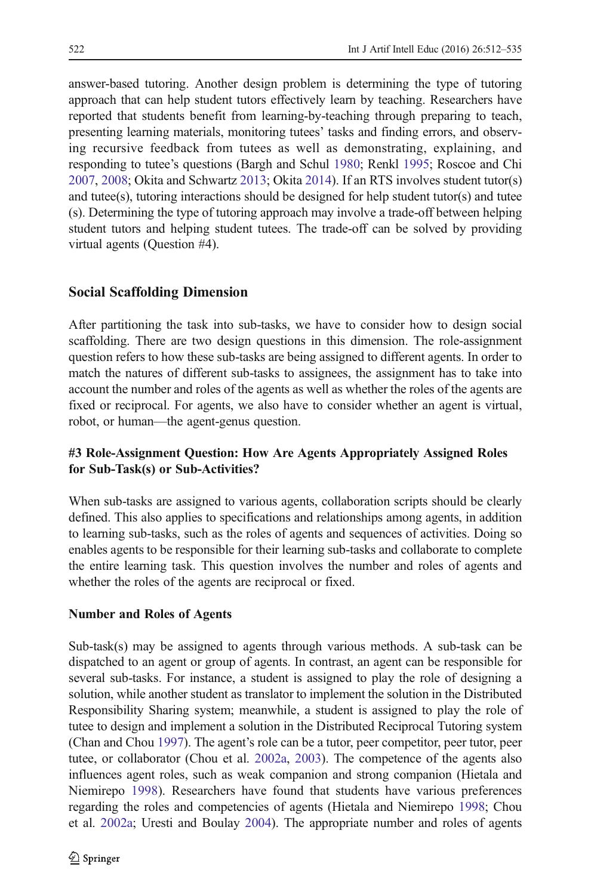answer-based tutoring. Another design problem is determining the type of tutoring approach that can help student tutors effectively learn by teaching. Researchers have reported that students benefit from learning-by-teaching through preparing to teach, presenting learning materials, monitoring tutees' tasks and finding errors, and observing recursive feedback from tutees as well as demonstrating, explaining, and responding to tutee's questions (Bargh and Schul 1980; Renkl 1995; Roscoe and Chi 2007, 2008; Okita and Schwartz 2013; Okita 2014). If an RTS involves student tutor(s) and tutee(s), tutoring interactions should be designed for help student tutor(s) and tutee (s). Determining the type of tutoring approach may involve a trade-off between helping student tutors and helping student tutees. The trade-off can be solved by providing virtual agents (Question #4).

## Social Scaffolding Dimension

After partitioning the task into sub-tasks, we have to consider how to design social scaffolding. There are two design questions in this dimension. The role-assignment question refers to how these sub-tasks are being assigned to different agents. In order to match the natures of different sub-tasks to assignees, the assignment has to take into account the number and roles of the agents as well as whether the roles of the agents are fixed or reciprocal. For agents, we also have to consider whether an agent is virtual, robot, or human—the agent-genus question.

### #3 Role-Assignment Question: How Are Agents Appropriately Assigned Roles for Sub-Task(s) or Sub-Activities?

When sub-tasks are assigned to various agents, collaboration scripts should be clearly defined. This also applies to specifications and relationships among agents, in addition to learning sub-tasks, such as the roles of agents and sequences of activities. Doing so enables agents to be responsible for their learning sub-tasks and collaborate to complete the entire learning task. This question involves the number and roles of agents and whether the roles of the agents are reciprocal or fixed.

#### Number and Roles of Agents

Sub-task(s) may be assigned to agents through various methods. A sub-task can be dispatched to an agent or group of agents. In contrast, an agent can be responsible for several sub-tasks. For instance, a student is assigned to play the role of designing a solution, while another student as translator to implement the solution in the Distributed Responsibility Sharing system; meanwhile, a student is assigned to play the role of tutee to design and implement a solution in the Distributed Reciprocal Tutoring system (Chan and Chou 1997). The agent's role can be a tutor, peer competitor, peer tutor, peer tutee, or collaborator (Chou et al. 2002a, 2003). The competence of the agents also influences agent roles, such as weak companion and strong companion (Hietala and Niemirepo 1998). Researchers have found that students have various preferences regarding the roles and competencies of agents (Hietala and Niemirepo 1998; Chou et al. 2002a; Uresti and Boulay 2004). The appropriate number and roles of agents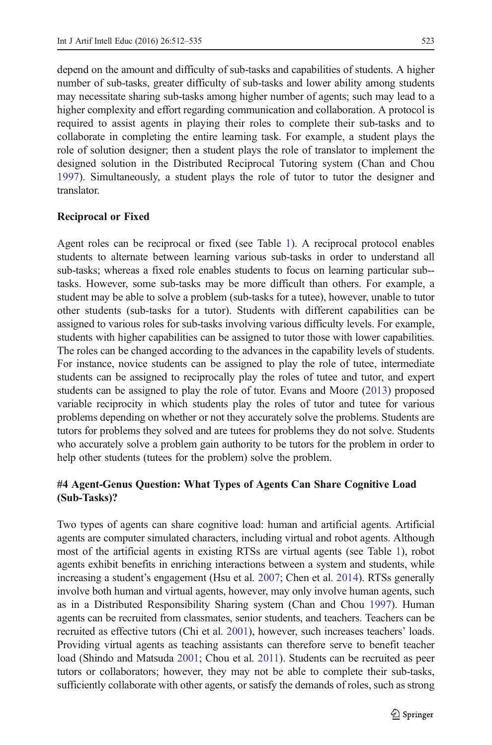depend on the amount and difficulty of sub-tasks and capabilities of students. A higher number of sub-tasks, greater difficulty of sub-tasks and lower ability among students may necessitate sharing sub-tasks among higher number of agents; such may lead to a higher complexity and effort regarding communication and collaboration. A protocol is required to assist agents in playing their roles to complete their sub-tasks and to collaborate in completing the entire learning task. For example, a student plays the role of solution designer; then a student plays the role of translator to implement the designed solution in the Distributed Reciprocal Tutoring system (Chan and Chou 1997). Simultaneously, a student plays the role of tutor to tutor the designer and translator.

### Reciprocal or Fixed

Agent roles can be reciprocal or fixed (see Table 1). A reciprocal protocol enables students to alternate between learning various sub-tasks in order to understand all sub-tasks; whereas a fixed role enables students to focus on learning particular sub--tasks. However, some sub-tasks may be more difficult than others. For example, a student may be able to solve a problem (sub-tasks for a tutee), however, unable to tutor other students (sub-tasks for a tutor). Students with different capabilities can be assigned to various roles for sub-tasks involving various difficulty levels. For example, students with higher capabilities can be assigned to tutor those with lower capabilities. The roles can be changed according to the advances in the capability levels of students. For instance, novice students can be assigned to play the role of tutee, intermediate students can be assigned to reciprocally play the roles of tutee and tutor, and expert students can be assigned to play the role of tutor. Evans and Moore (2013) proposed variable reciprocity in which students play the roles of tutor and tutee for various problems depending on whether or not they accurately solve the problems. Students are tutors for problems they solved and are tutees for problems they do not solve. Students who accurately solve a problem gain authority to be tutors for the problem in order to help other students (tutees for the problem) solve the problem.

## #4 Agent-Genus Question: What Types of Agents Can Share Cognitive Load (Sub-Tasks)?

Two types of agents can share cognitive load: human and artificial agents. Artificial agents are computer simulated characters, including virtual and robot agents. Although most of the artificial agents in existing RTSs are virtual agents (see Table 1), robot agents exhibit benefits in enriching interactions between a system and students, while increasing a student's engagement (Hsu et al. 2007; Chen et al. 2014). RTSs generally involve both human and virtual agents, however, may only involve human agents, such as in a Distributed Responsibility Sharing system (Chan and Chou 1997). Human agents can be recruited from classmates, senior students, and teachers. Teachers can be recruited as effective tutors (Chi et al. 2001), however, such increases teachers' loads. Providing virtual agents as teaching assistants can therefore serve to benefit teacher load (Shindo and Matsuda 2001; Chou et al. 2011). Students can be recruited as peer tutors or collaborators; however, they may not be able to complete their sub-tasks, sufficiently collaborate with other agents, or satisfy the demands of roles, such as strong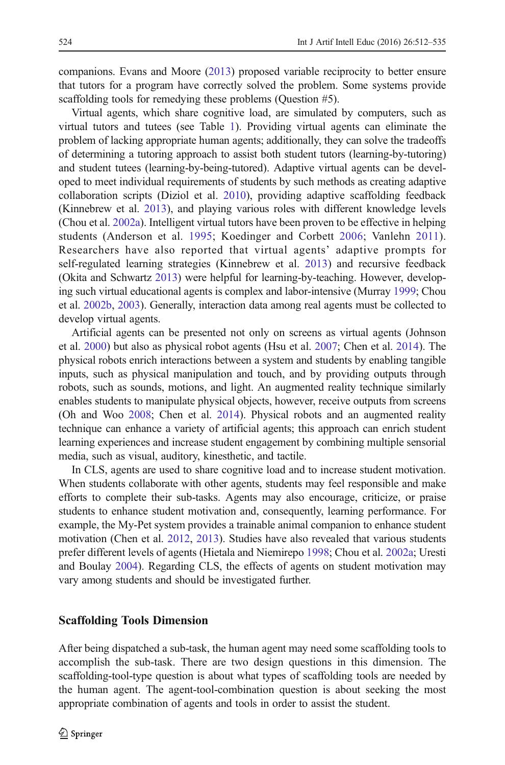companions. Evans and Moore (2013) proposed variable reciprocity to better ensure that tutors for a program have correctly solved the problem. Some systems provide scaffolding tools for remedying these problems (Question #5).

Virtual agents, which share cognitive load, are simulated by computers, such as virtual tutors and tutees (see Table 1). Providing virtual agents can eliminate the problem of lacking appropriate human agents; additionally, they can solve the tradeoffs of determining a tutoring approach to assist both student tutors (learning-by-tutoring) and student tutees (learning-by-being-tutored). Adaptive virtual agents can be developed to meet individual requirements of students by such methods as creating adaptive collaboration scripts (Diziol et al. 2010), providing adaptive scaffolding feedback (Kinnebrew et al. 2013), and playing various roles with different knowledge levels (Chou et al. 2002a). Intelligent virtual tutors have been proven to be effective in helping students (Anderson et al. 1995; Koedinger and Corbett 2006; Vanlehn 2011). Researchers have also reported that virtual agents' adaptive prompts for self-regulated learning strategies (Kinnebrew et al. 2013) and recursive feedback (Okita and Schwartz 2013) were helpful for learning-by-teaching. However, developing such virtual educational agents is complex and labor-intensive (Murray 1999; Chou et al. 2002b, 2003). Generally, interaction data among real agents must be collected to develop virtual agents.

Artificial agents can be presented not only on screens as virtual agents (Johnson et al. 2000) but also as physical robot agents (Hsu et al. 2007; Chen et al. 2014). The physical robots enrich interactions between a system and students by enabling tangible inputs, such as physical manipulation and touch, and by providing outputs through robots, such as sounds, motions, and light. An augmented reality technique similarly enables students to manipulate physical objects, however, receive outputs from screens (Oh and Woo 2008; Chen et al. 2014). Physical robots and an augmented reality technique can enhance a variety of artificial agents; this approach can enrich student learning experiences and increase student engagement by combining multiple sensorial media, such as visual, auditory, kinesthetic, and tactile.

In CLS, agents are used to share cognitive load and to increase student motivation. When students collaborate with other agents, students may feel responsible and make efforts to complete their sub-tasks. Agents may also encourage, criticize, or praise students to enhance student motivation and, consequently, learning performance. For example, the My-Pet system provides a trainable animal companion to enhance student motivation (Chen et al. 2012, 2013). Studies have also revealed that various students prefer different levels of agents (Hietala and Niemirepo 1998; Chou et al. 2002a; Uresti and Boulay 2004). Regarding CLS, the effects of agents on student motivation may vary among students and should be investigated further.

## Scaffolding Tools Dimension

After being dispatched a sub-task, the human agent may need some scaffolding tools to accomplish the sub-task. There are two design questions in this dimension. The scaffolding-tool-type question is about what types of scaffolding tools are needed by the human agent. The agent-tool-combination question is about seeking the most appropriate combination of agents and tools in order to assist the student.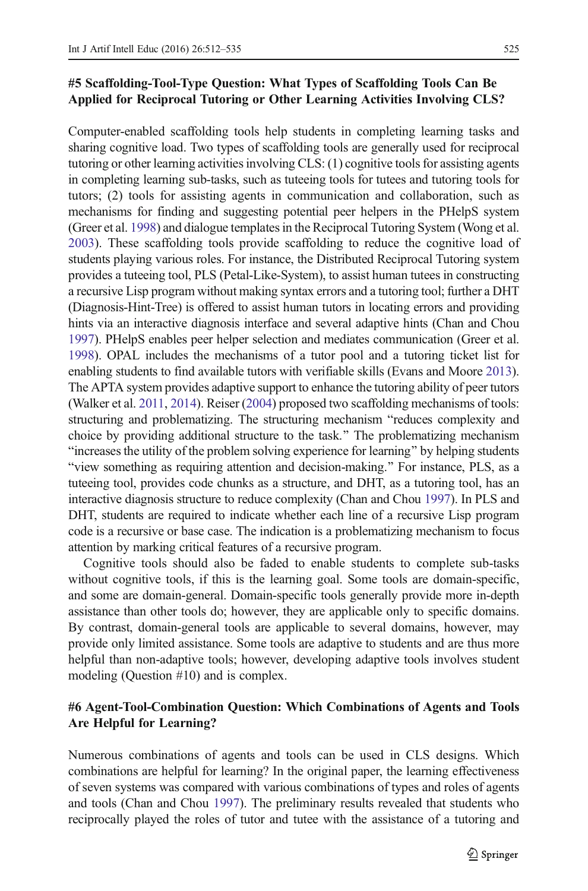### #5 Scaffolding-Tool-Type Question: What Types of Scaffolding Tools Can Be Applied for Reciprocal Tutoring or Other Learning Activities Involving CLS?

Computer-enabled scaffolding tools help students in completing learning tasks and sharing cognitive load. Two types of scaffolding tools are generally used for reciprocal tutoring or other learning activities involving CLS: (1) cognitive tools for assisting agents in completing learning sub-tasks, such as tuteeing tools for tutees and tutoring tools for tutors; (2) tools for assisting agents in communication and collaboration, such as mechanisms for finding and suggesting potential peer helpers in the PHelpS system (Greer et al. 1998) and dialogue templates in the Reciprocal Tutoring System (Wong et al. 2003). These scaffolding tools provide scaffolding to reduce the cognitive load of students playing various roles. For instance, the Distributed Reciprocal Tutoring system provides a tuteeing tool, PLS (Petal-Like-System), to assist human tutees in constructing a recursive Lisp program without making syntax errors and a tutoring tool; further a DHT (Diagnosis-Hint-Tree) is offered to assist human tutors in locating errors and providing hints via an interactive diagnosis interface and several adaptive hints (Chan and Chou 1997). PHelpS enables peer helper selection and mediates communication (Greer et al. 1998). OPAL includes the mechanisms of a tutor pool and a tutoring ticket list for enabling students to find available tutors with verifiable skills (Evans and Moore 2013). The APTA system provides adaptive support to enhance the tutoring ability of peer tutors (Walker et al. 2011, 2014). Reiser (2004) proposed two scaffolding mechanisms of tools: structuring and problematizing. The structuring mechanism "reduces complexity and choice by providing additional structure to the task." The problematizing mechanism "increases the utility of the problem solving experience for learning" by helping students "view something as requiring attention and decision-making." For instance, PLS, as a tuteeing tool, provides code chunks as a structure, and DHT, as a tutoring tool, has an interactive diagnosis structure to reduce complexity (Chan and Chou 1997). In PLS and DHT, students are required to indicate whether each line of a recursive Lisp program code is a recursive or base case. The indication is a problematizing mechanism to focus attention by marking critical features of a recursive program.

Cognitive tools should also be faded to enable students to complete sub-tasks without cognitive tools, if this is the learning goal. Some tools are domain-specific, and some are domain-general. Domain-specific tools generally provide more in-depth assistance than other tools do; however, they are applicable only to specific domains. By contrast, domain-general tools are applicable to several domains, however, may provide only limited assistance. Some tools are adaptive to students and are thus more helpful than non-adaptive tools; however, developing adaptive tools involves student modeling (Question #10) and is complex.

### #6 Agent-Tool-Combination Question: Which Combinations of Agents and Tools Are Helpful for Learning?

Numerous combinations of agents and tools can be used in CLS designs. Which combinations are helpful for learning? In the original paper, the learning effectiveness of seven systems was compared with various combinations of types and roles of agents and tools (Chan and Chou 1997). The preliminary results revealed that students who reciprocally played the roles of tutor and tutee with the assistance of a tutoring and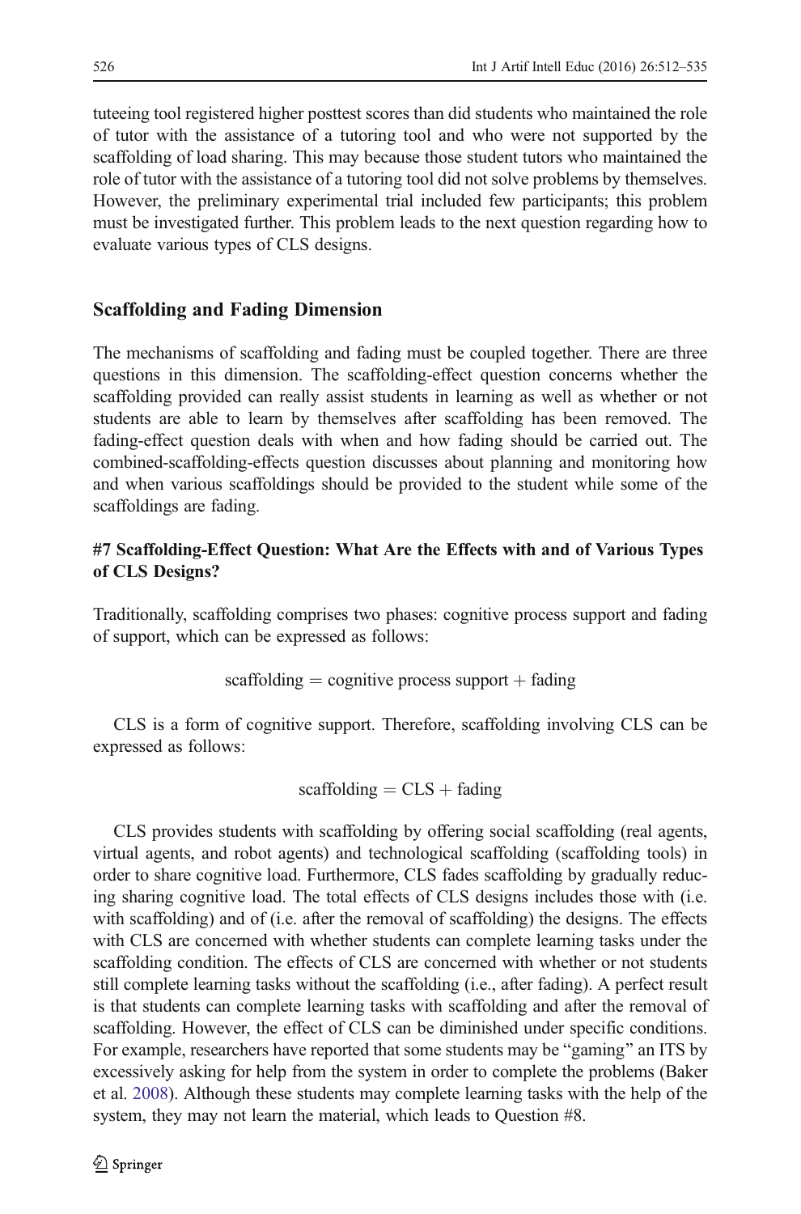tuteeing tool registered higher posttest scores than did students who maintained the role of tutor with the assistance of a tutoring tool and who were not supported by the scaffolding of load sharing. This may because those student tutors who maintained the role of tutor with the assistance of a tutoring tool did not solve problems by themselves. However, the preliminary experimental trial included few participants; this problem must be investigated further. This problem leads to the next question regarding how to evaluate various types of CLS designs.

## Scaffolding and Fading Dimension

The mechanisms of scaffolding and fading must be coupled together. There are three questions in this dimension. The scaffolding-effect question concerns whether the scaffolding provided can really assist students in learning as well as whether or not students are able to learn by themselves after scaffolding has been removed. The fading-effect question deals with when and how fading should be carried out. The combined-scaffolding-effects question discusses about planning and monitoring how and when various scaffoldings should be provided to the student while some of the scaffoldings are fading.

### #7 Scaffolding-Effect Question: What Are the Effects with and of Various Types of CLS Designs?

Traditionally, scaffolding comprises two phases: cognitive process support and fading of support, which can be expressed as follows:

$$\text{scaffolding} = \text{cognitive process support} + \text{fading}$$

CLS is a form of cognitive support. Therefore, scaffolding involving CLS can be expressed as follows:

$$\text{scaffolding} = \text{CLS} + \text{fading}$$

CLS provides students with scaffolding by offering social scaffolding (real agents, virtual agents, and robot agents) and technological scaffolding (scaffolding tools) in order to share cognitive load. Furthermore, CLS fades scaffolding by gradually reducing sharing cognitive load. The total effects of CLS designs includes those with (i.e. with scaffolding) and of (i.e. after the removal of scaffolding) the designs. The effects with CLS are concerned with whether students can complete learning tasks under the scaffolding condition. The effects of CLS are concerned with whether or not students still complete learning tasks without the scaffolding (i.e., after fading). A perfect result is that students can complete learning tasks with scaffolding and after the removal of scaffolding. However, the effect of CLS can be diminished under specific conditions. For example, researchers have reported that some students may be "gaming" an ITS by excessively asking for help from the system in order to complete the problems (Baker et al. 2008). Although these students may complete learning tasks with the help of the system, they may not learn the material, which leads to Question #8.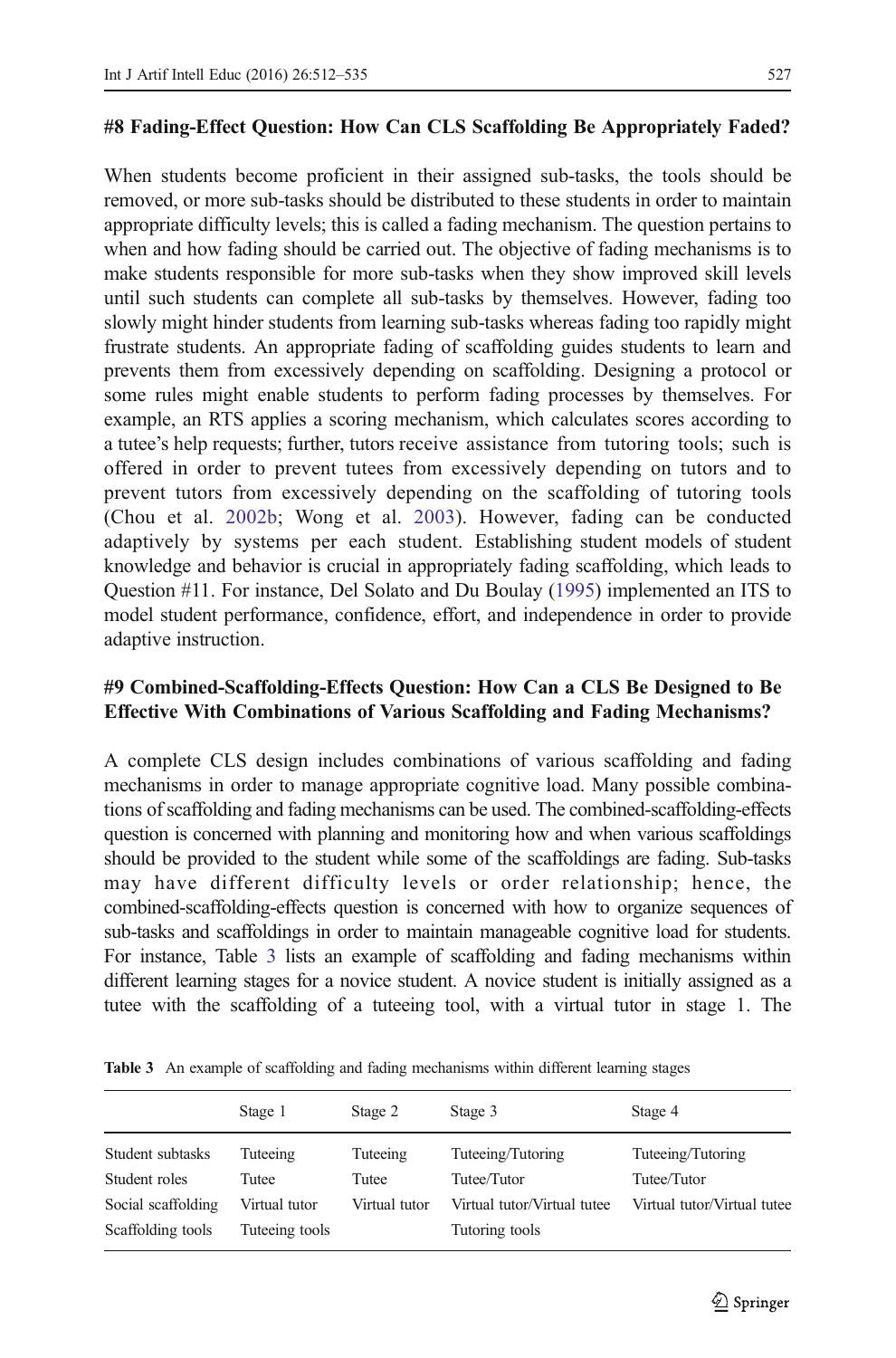### #8 Fading-Effect Question: How Can CLS Scaffolding Be Appropriately Faded?

When students become proficient in their assigned sub-tasks, the tools should be removed, or more sub-tasks should be distributed to these students in order to maintain appropriate difficulty levels; this is called a fading mechanism. The question pertains to when and how fading should be carried out. The objective of fading mechanisms is to make students responsible for more sub-tasks when they show improved skill levels until such students can complete all sub-tasks by themselves. However, fading too slowly might hinder students from learning sub-tasks whereas fading too rapidly might frustrate students. An appropriate fading of scaffolding guides students to learn and prevents them from excessively depending on scaffolding. Designing a protocol or some rules might enable students to perform fading processes by themselves. For example, an RTS applies a scoring mechanism, which calculates scores according to a tutee's help requests; further, tutors receive assistance from tutoring tools; such is offered in order to prevent tutees from excessively depending on tutors and to prevent tutors from excessively depending on the scaffolding of tutoring tools (Chou et al. 2002b; Wong et al. 2003). However, fading can be conducted adaptively by systems per each student. Establishing student models of student knowledge and behavior is crucial in appropriately fading scaffolding, which leads to Question #11. For instance, Del Solato and Du Boulay (1995) implemented an ITS to model student performance, confidence, effort, and independence in order to provide adaptive instruction.

### #9 Combined-Scaffolding-Effects Question: How Can a CLS Be Designed to Be Effective With Combinations of Various Scaffolding and Fading Mechanisms?

A complete CLS design includes combinations of various scaffolding and fading mechanisms in order to manage appropriate cognitive load. Many possible combinations of scaffolding and fading mechanisms can be used. The combined-scaffolding-effects question is concerned with planning and monitoring how and when various scaffoldings should be provided to the student while some of the scaffoldings are fading. Sub-tasks may have different difficulty levels or order relationship; hence, the combined-scaffolding-effects question is concerned with how to organize sequences of sub-tasks and scaffoldings in order to maintain manageable cognitive load for students. For instance, Table 3 lists an example of scaffolding and fading mechanisms within different learning stages for a novice student. A novice student is initially assigned as a tutee with the scaffolding of a tuteeing tool, with a virtual tutor in stage 1. The

**Table 3** An example of scaffolding and fading mechanisms within different learning stages

| | Stage 1 | Stage 2 | Stage 3 | Stage 4 |
|---|---|---|---|---|
| Student subtasks | Tuteeing | Tuteeing | Tuteeing/Tutoring | Tuteeing/Tutoring |
| Student roles | Tutee | Tutee | Tutee/Tutor | Tutee/Tutor |
| Social scaffolding | Virtual tutor | Virtual tutor | Virtual tutor/Virtual tutee | Virtual tutor/Virtual tutee |
| Scaffolding tools | Tuteeing tools | | Tutoring tools | |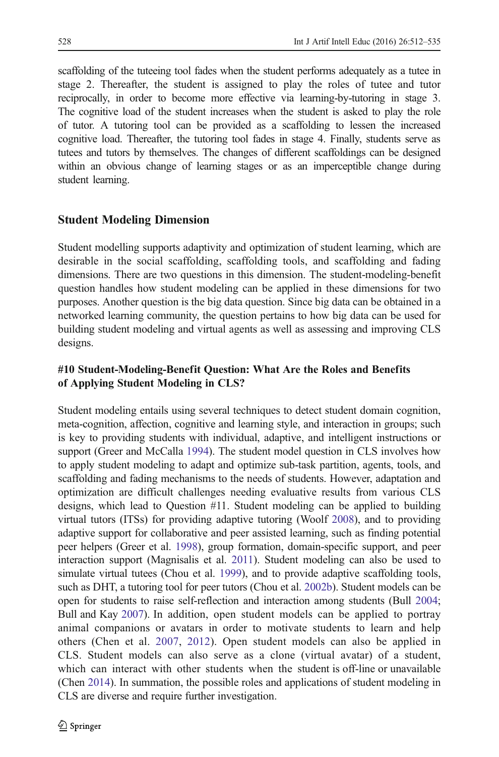scaffolding of the tuteeing tool fades when the student performs adequately as a tutee in stage 2. Thereafter, the student is assigned to play the roles of tutee and tutor reciprocally, in order to become more effective via learning-by-tutoring in stage 3. The cognitive load of the student increases when the student is asked to play the role of tutor. A tutoring tool can be provided as a scaffolding to lessen the increased cognitive load. Thereafter, the tutoring tool fades in stage 4. Finally, students serve as tutees and tutors by themselves. The changes of different scaffoldings can be designed within an obvious change of learning stages or as an imperceptible change during student learning.

## Student Modeling Dimension

Student modelling supports adaptivity and optimization of student learning, which are desirable in the social scaffolding, scaffolding tools, and scaffolding and fading dimensions. There are two questions in this dimension. The student-modeling-benefit question handles how student modeling can be applied in these dimensions for two purposes. Another question is the big data question. Since big data can be obtained in a networked learning community, the question pertains to how big data can be used for building student modeling and virtual agents as well as assessing and improving CLS designs.

### #10 Student-Modeling-Benefit Question: What Are the Roles and Benefits of Applying Student Modeling in CLS?

Student modeling entails using several techniques to detect student domain cognition, meta-cognition, affection, cognitive and learning style, and interaction in groups; such is key to providing students with individual, adaptive, and intelligent instructions or support (Greer and McCalla 1994). The student model question in CLS involves how to apply student modeling to adapt and optimize sub-task partition, agents, tools, and scaffolding and fading mechanisms to the needs of students. However, adaptation and optimization are difficult challenges needing evaluative results from various CLS designs, which lead to Question #11. Student modeling can be applied to building virtual tutors (ITSs) for providing adaptive tutoring (Woolf 2008), and to providing adaptive support for collaborative and peer assisted learning, such as finding potential peer helpers (Greer et al. 1998), group formation, domain-specific support, and peer interaction support (Magnisalis et al. 2011). Student modeling can also be used to simulate virtual tutees (Chou et al. 1999), and to provide adaptive scaffolding tools, such as DHT, a tutoring tool for peer tutors (Chou et al. 2002b). Student models can be open for students to raise self-reflection and interaction among students (Bull 2004; Bull and Kay 2007). In addition, open student models can be applied to portray animal companions or avatars in order to motivate students to learn and help others (Chen et al. 2007, 2012). Open student models can also be applied in CLS. Student models can also serve as a clone (virtual avatar) of a student, which can interact with other students when the student is off-line or unavailable (Chen 2014). In summation, the possible roles and applications of student modeling in CLS are diverse and require further investigation.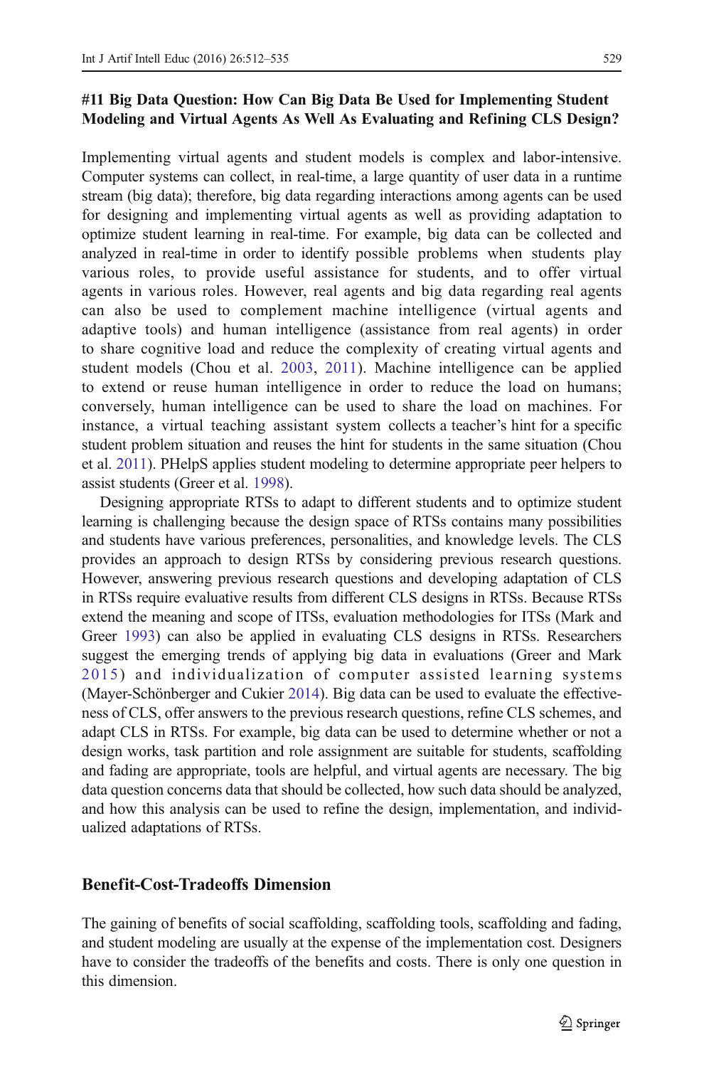### #11 Big Data Question: How Can Big Data Be Used for Implementing Student Modeling and Virtual Agents As Well As Evaluating and Refining CLS Design?

Implementing virtual agents and student models is complex and labor-intensive. Computer systems can collect, in real-time, a large quantity of user data in a runtime stream (big data); therefore, big data regarding interactions among agents can be used for designing and implementing virtual agents as well as providing adaptation to optimize student learning in real-time. For example, big data can be collected and analyzed in real-time in order to identify possible problems when students play various roles, to provide useful assistance for students, and to offer virtual agents in various roles. However, real agents and big data regarding real agents can also be used to complement machine intelligence (virtual agents and adaptive tools) and human intelligence (assistance from real agents) in order to share cognitive load and reduce the complexity of creating virtual agents and student models (Chou et al. 2003, 2011). Machine intelligence can be applied to extend or reuse human intelligence in order to reduce the load on humans; conversely, human intelligence can be used to share the load on machines. For instance, a virtual teaching assistant system collects a teacher's hint for a specific student problem situation and reuses the hint for students in the same situation (Chou et al. 2011). PHelpS applies student modeling to determine appropriate peer helpers to assist students (Greer et al. 1998).

Designing appropriate RTSs to adapt to different students and to optimize student learning is challenging because the design space of RTSs contains many possibilities and students have various preferences, personalities, and knowledge levels. The CLS provides an approach to design RTSs by considering previous research questions. However, answering previous research questions and developing adaptation of CLS in RTSs require evaluative results from different CLS designs in RTSs. Because RTSs extend the meaning and scope of ITSs, evaluation methodologies for ITSs (Mark and Greer 1993) can also be applied in evaluating CLS designs in RTSs. Researchers suggest the emerging trends of applying big data in evaluations (Greer and Mark 2015) and individualization of computer assisted learning systems (Mayer-Schönberger and Cukier 2014). Big data can be used to evaluate the effectiveness of CLS, offer answers to the previous research questions, refine CLS schemes, and adapt CLS in RTSs. For example, big data can be used to determine whether or not a design works, task partition and role assignment are suitable for students, scaffolding and fading are appropriate, tools are helpful, and virtual agents are necessary. The big data question concerns data that should be collected, how such data should be analyzed, and how this analysis can be used to refine the design, implementation, and individualized adaptations of RTSs.

## Benefit-Cost-Tradeoffs Dimension

The gaining of benefits of social scaffolding, scaffolding tools, scaffolding and fading, and student modeling are usually at the expense of the implementation cost. Designers have to consider the tradeoffs of the benefits and costs. There is only one question in this dimension.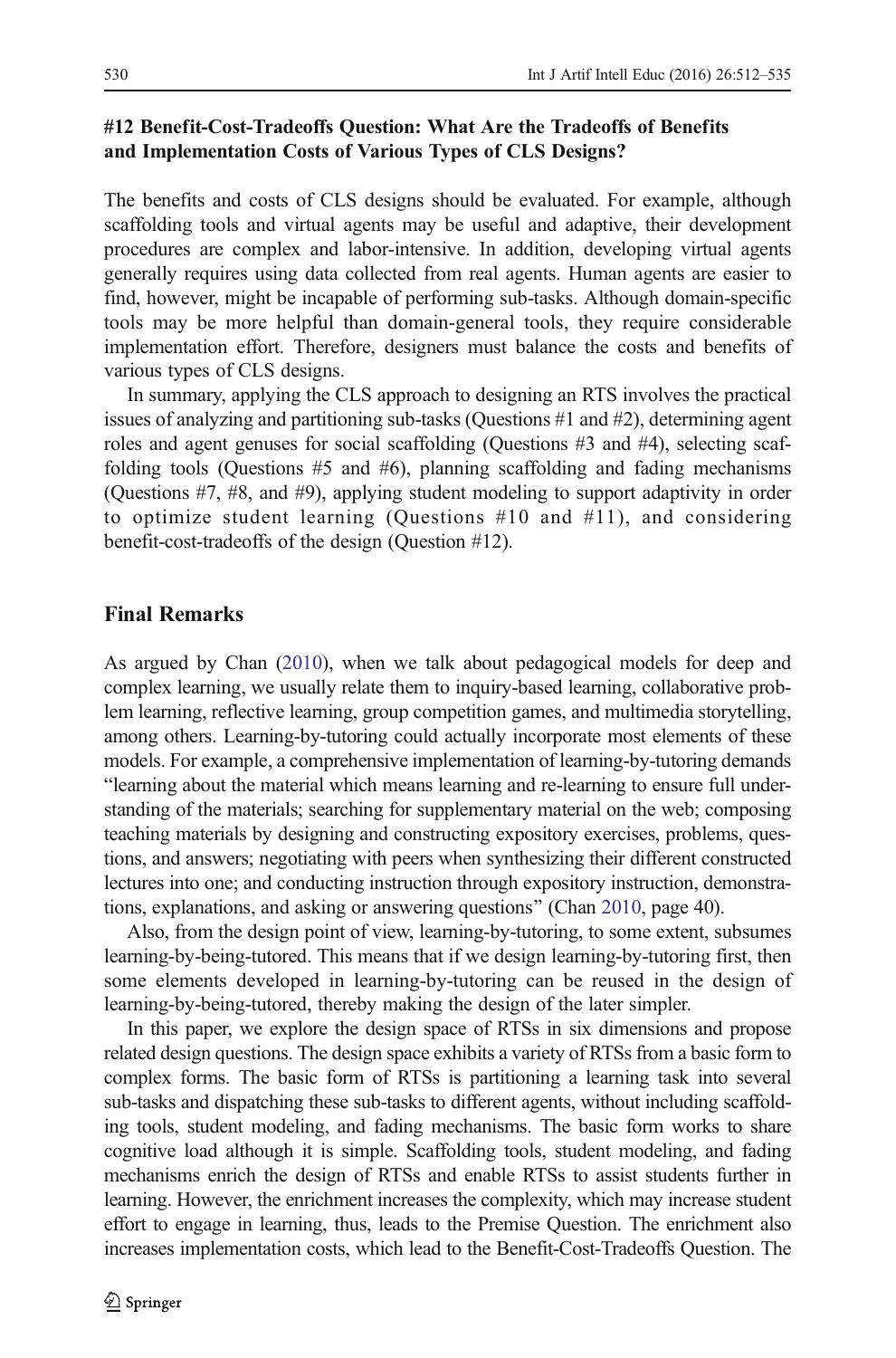#### #12 Benefit-Cost-Tradeoffs Question: What Are the Tradeoffs of Benefits and Implementation Costs of Various Types of CLS Designs?

The benefits and costs of CLS designs should be evaluated. For example, although scaffolding tools and virtual agents may be useful and adaptive, their development procedures are complex and labor-intensive. In addition, developing virtual agents generally requires using data collected from real agents. Human agents are easier to find, however, might be incapable of performing sub-tasks. Although domain-specific tools may be more helpful than domain-general tools, they require considerable implementation effort. Therefore, designers must balance the costs and benefits of various types of CLS designs.

In summary, applying the CLS approach to designing an RTS involves the practical issues of analyzing and partitioning sub-tasks (Questions #1 and #2), determining agent roles and agent genuses for social scaffolding (Questions #3 and #4), selecting scaffolding tools (Questions #5 and #6), planning scaffolding and fading mechanisms (Questions #7, #8, and #9), applying student modeling to support adaptivity in order to optimize student learning (Questions #10 and #11), and considering benefit-cost-tradeoffs of the design (Question #12).

## Final Remarks

As argued by Chan (2010), when we talk about pedagogical models for deep and complex learning, we usually relate them to inquiry-based learning, collaborative problem learning, reflective learning, group competition games, and multimedia storytelling, among others. Learning-by-tutoring could actually incorporate most elements of these models. For example, a comprehensive implementation of learning-by-tutoring demands "learning about the material which means learning and re-learning to ensure full understanding of the materials; searching for supplementary material on the web; composing teaching materials by designing and constructing expository exercises, problems, questions, and answers; negotiating with peers when synthesizing their different constructed lectures into one; and conducting instruction through expository instruction, demonstrations, explanations, and asking or answering questions" (Chan 2010, page 40).

Also, from the design point of view, learning-by-tutoring, to some extent, subsumes learning-by-being-tutored. This means that if we design learning-by-tutoring first, then some elements developed in learning-by-tutoring can be reused in the design of learning-by-being-tutored, thereby making the design of the later simpler.

In this paper, we explore the design space of RTSs in six dimensions and propose related design questions. The design space exhibits a variety of RTSs from a basic form to complex forms. The basic form of RTSs is partitioning a learning task into several sub-tasks and dispatching these sub-tasks to different agents, without including scaffolding tools, student modeling, and fading mechanisms. The basic form works to share cognitive load although it is simple. Scaffolding tools, student modeling, and fading mechanisms enrich the design of RTSs and enable RTSs to assist students further in learning. However, the enrichment increases the complexity, which may increase student effort to engage in learning, thus, leads to the Premise Question. The enrichment also increases implementation costs, which lead to the Benefit-Cost-Tradeoffs Question. The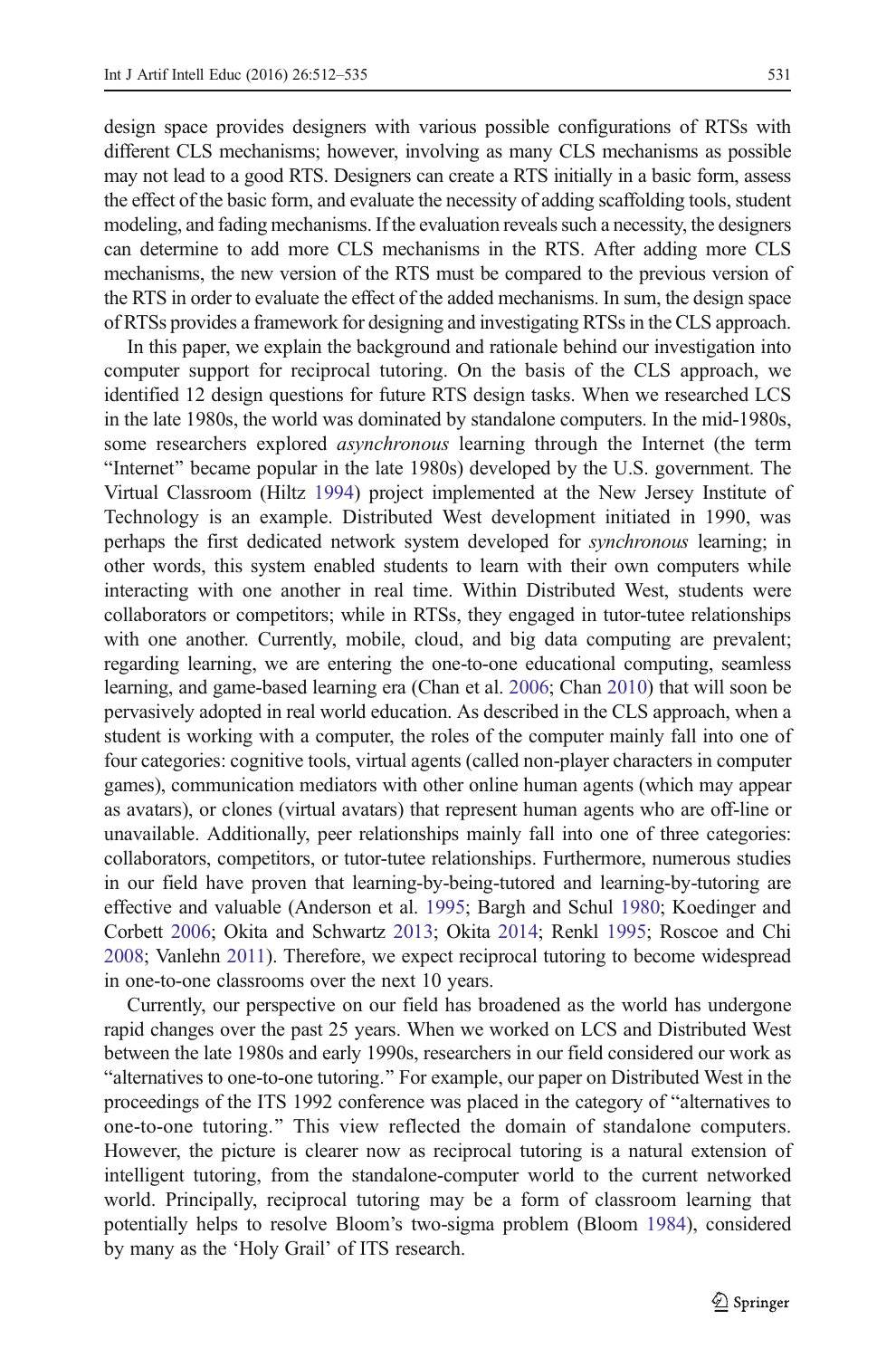design space provides designers with various possible configurations of RTSs with different CLS mechanisms; however, involving as many CLS mechanisms as possible may not lead to a good RTS. Designers can create a RTS initially in a basic form, assess the effect of the basic form, and evaluate the necessity of adding scaffolding tools, student modeling, and fading mechanisms. If the evaluation reveals such a necessity, the designers can determine to add more CLS mechanisms in the RTS. After adding more CLS mechanisms, the new version of the RTS must be compared to the previous version of the RTS in order to evaluate the effect of the added mechanisms. In sum, the design space of RTSs provides a framework for designing and investigating RTSs in the CLS approach.

In this paper, we explain the background and rationale behind our investigation into computer support for reciprocal tutoring. On the basis of the CLS approach, we identified 12 design questions for future RTS design tasks. When we researched LCS in the late 1980s, the world was dominated by standalone computers. In the mid-1980s, some researchers explored *asynchronous* learning through the Internet (the term "Internet" became popular in the late 1980s) developed by the U.S. government. The Virtual Classroom (Hiltz 1994) project implemented at the New Jersey Institute of Technology is an example. Distributed West development initiated in 1990, was perhaps the first dedicated network system developed for *synchronous* learning; in other words, this system enabled students to learn with their own computers while interacting with one another in real time. Within Distributed West, students were collaborators or competitors; while in RTSs, they engaged in tutor-tutee relationships with one another. Currently, mobile, cloud, and big data computing are prevalent; regarding learning, we are entering the one-to-one educational computing, seamless learning, and game-based learning era (Chan et al. 2006; Chan 2010) that will soon be pervasively adopted in real world education. As described in the CLS approach, when a student is working with a computer, the roles of the computer mainly fall into one of four categories: cognitive tools, virtual agents (called non-player characters in computer games), communication mediators with other online human agents (which may appear as avatars), or clones (virtual avatars) that represent human agents who are off-line or unavailable. Additionally, peer relationships mainly fall into one of three categories: collaborators, competitors, or tutor-tutee relationships. Furthermore, numerous studies in our field have proven that learning-by-being-tutored and learning-by-tutoring are effective and valuable (Anderson et al. 1995; Bargh and Schul 1980; Koedinger and Corbett 2006; Okita and Schwartz 2013; Okita 2014; Renkl 1995; Roscoe and Chi 2008; Vanlehn 2011). Therefore, we expect reciprocal tutoring to become widespread in one-to-one classrooms over the next 10 years.

Currently, our perspective on our field has broadened as the world has undergone rapid changes over the past 25 years. When we worked on LCS and Distributed West between the late 1980s and early 1990s, researchers in our field considered our work as "alternatives to one-to-one tutoring." For example, our paper on Distributed West in the proceedings of the ITS 1992 conference was placed in the category of "alternatives to one-to-one tutoring." This view reflected the domain of standalone computers. However, the picture is clearer now as reciprocal tutoring is a natural extension of intelligent tutoring, from the standalone-computer world to the current networked world. Principally, reciprocal tutoring may be a form of classroom learning that potentially helps to resolve Bloom's two-sigma problem (Bloom 1984), considered by many as the 'Holy Grail' of ITS research.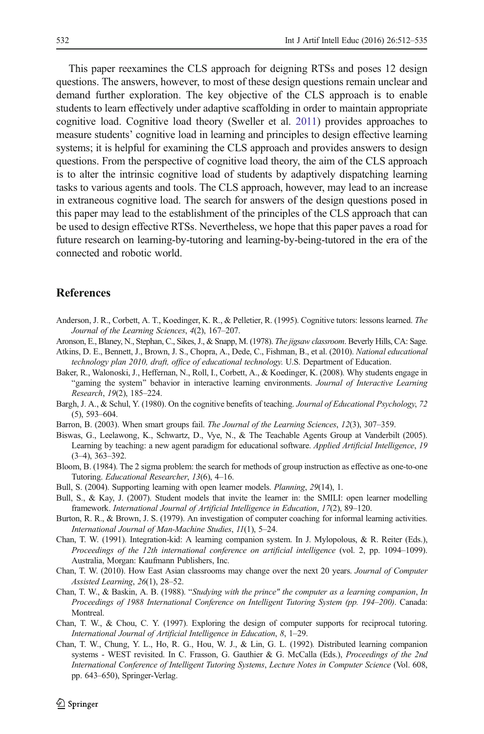This paper reexamines the CLS approach for deigning RTSs and poses 12 design questions. The answers, however, to most of these design questions remain unclear and demand further exploration. The key objective of the CLS approach is to enable students to learn effectively under adaptive scaffolding in order to maintain appropriate cognitive load. Cognitive load theory (Sweller et al. 2011) provides approaches to measure students' cognitive load in learning and principles to design effective learning systems; it is helpful for examining the CLS approach and provides answers to design questions. From the perspective of cognitive load theory, the aim of the CLS approach is to alter the intrinsic cognitive load of students by adaptively dispatching learning tasks to various agents and tools. The CLS approach, however, may lead to an increase in extraneous cognitive load. The search for answers of the design questions posed in this paper may lead to the establishment of the principles of the CLS approach that can be used to design effective RTSs. Nevertheless, we hope that this paper paves a road for future research on learning-by-tutoring and learning-by-being-tutored in the era of the connected and robotic world.

## References

Anderson, J. R., Corbett, A. T., Koedinger, K. R., & Pelletier, R. (1995). Cognitive tutors: lessons learned. *The Journal of the Learning Sciences*, *4*(2), 167–207.

Aronson, E., Blaney, N., Stephan, C., Sikes, J., & Snapp, M. (1978). *The jigsaw classroom*. Beverly Hills, CA: Sage.

Atkins, D. E., Bennett, J., Brown, J. S., Chopra, A., Dede, C., Fishman, B., et al. (2010). *National educational technology plan 2010, draft, office of educational technology*. U.S. Department of Education.

Baker, R., Walonoski, J., Heffernan, N., Roll, I., Corbett, A., & Koedinger, K. (2008). Why students engage in "gaming the system" behavior in interactive learning environments. *Journal of Interactive Learning Research*, *19*(2), 185–224.

Bargh, J. A., & Schul, Y. (1980). On the cognitive benefits of teaching. *Journal of Educational Psychology*, *72* (5), 593–604.

Barron, B. (2003). When smart groups fail. *The Journal of the Learning Sciences*, *12*(3), 307–359.

Biswas, G., Leelawong, K., Schwartz, D., Vye, N., & The Teachable Agents Group at Vanderbilt (2005). Learning by teaching: a new agent paradigm for educational software. *Applied Artificial Intelligence*, *19* (3–4), 363–392.

Bloom, B. (1984). The 2 sigma problem: the search for methods of group instruction as effective as one-to-one Tutoring. *Educational Researcher*, *13*(6), 4–16.

Bull, S. (2004). Supporting learning with open learner models. *Planning*, *29*(14), 1.

Bull, S., & Kay, J. (2007). Student models that invite the learner in: the SMILI: open learner modelling framework. *International Journal of Artificial Intelligence in Education*, *17*(2), 89–120.

Burton, R. R., & Brown, J. S. (1979). An investigation of computer coaching for informal learning activities. *International Journal of Man-Machine Studies*, *11*(1), 5–24.

Chan, T. W. (1991). Integration-kid: A learning companion system. In J. Mylopolous, & R. Reiter (Eds.), *Proceedings of the 12th international conference on artificial intelligence* (vol. 2, pp. 1094–1099). Australia, Morgan: Kaufmann Publishers, Inc.

Chan, T. W. (2010). How East Asian classrooms may change over the next 20 years. *Journal of Computer Assisted Learning*, *26*(1), 28–52.

Chan, T. W., & Baskin, A. B. (1988). "*Studying with the prince" the computer as a learning companion*, *In Proceedings of 1988 International Conference on Intelligent Tutoring System (pp. 194–200)*. Canada: Montreal.

Chan, T. W., & Chou, C. Y. (1997). Exploring the design of computer supports for reciprocal tutoring. *International Journal of Artificial Intelligence in Education*, *8*, 1–29.

Chan, T. W., Chung, Y. L., Ho, R. G., Hou, W. J., & Lin, G. L. (1992). Distributed learning companion systems - WEST revisited. In C. Frasson, G. Gauthier & G. McCalla (Eds.), *Proceedings of the 2nd International Conference of Intelligent Tutoring Systems*, *Lecture Notes in Computer Science* (Vol. 608, pp. 643–650), Springer-Verlag.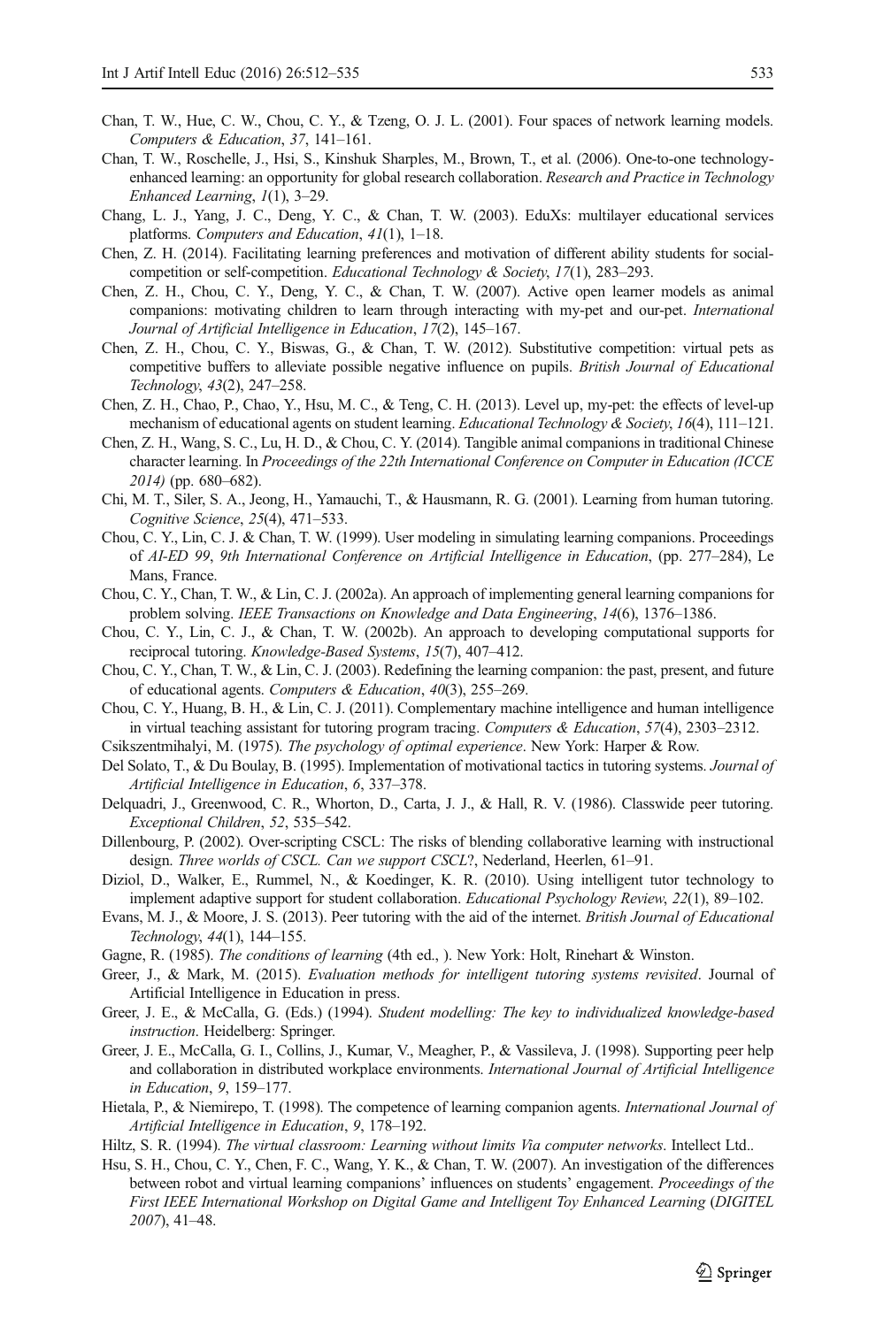Chan, T. W., Hue, C. W., Chou, C. Y., & Tzeng, O. J. L. (2001). Four spaces of network learning models. *Computers & Education*, *37*, 141–161.

Chan, T. W., Roschelle, J., Hsi, S., Kinshuk Sharples, M., Brown, T., et al. (2006). One-to-one technology-enhanced learning: an opportunity for global research collaboration. *Research and Practice in Technology Enhanced Learning*, *1*(1), 3–29.

Chang, L. J., Yang, J. C., Deng, Y. C., & Chan, T. W. (2003). EduXs: multilayer educational services platforms. *Computers and Education*, *41*(1), 1–18.

Chen, Z. H. (2014). Facilitating learning preferences and motivation of different ability students for social-competition or self-competition. *Educational Technology & Society*, *17*(1), 283–293.

Chen, Z. H., Chou, C. Y., Deng, Y. C., & Chan, T. W. (2007). Active open learner models as animal companions: motivating children to learn through interacting with my-pet and our-pet. *International Journal of Artificial Intelligence in Education*, *17*(2), 145–167.

Chen, Z. H., Chou, C. Y., Biswas, G., & Chan, T. W. (2012). Substitutive competition: virtual pets as competitive buffers to alleviate possible negative influence on pupils. *British Journal of Educational Technology*, *43*(2), 247–258.

Chen, Z. H., Chao, P., Chao, Y., Hsu, M. C., & Teng, C. H. (2013). Level up, my-pet: the effects of level-up mechanism of educational agents on student learning. *Educational Technology & Society*, *16*(4), 111–121.

Chen, Z. H., Wang, S. C., Lu, H. D., & Chou, C. Y. (2014). Tangible animal companions in traditional Chinese character learning. In *Proceedings of the 22th International Conference on Computer in Education (ICCE 2014)* (pp. 680–682).

Chi, M. T., Siler, S. A., Jeong, H., Yamauchi, T., & Hausmann, R. G. (2001). Learning from human tutoring. *Cognitive Science*, *25*(4), 471–533.

Chou, C. Y., Lin, C. J. & Chan, T. W. (1999). User modeling in simulating learning companions. Proceedings of *AI-ED 99*, *9th International Conference on Artificial Intelligence in Education*, (pp. 277–284), Le Mans, France.

Chou, C. Y., Chan, T. W., & Lin, C. J. (2002a). An approach of implementing general learning companions for problem solving. *IEEE Transactions on Knowledge and Data Engineering*, *14*(6), 1376–1386.

Chou, C. Y., Lin, C. J., & Chan, T. W. (2002b). An approach to developing computational supports for reciprocal tutoring. *Knowledge-Based Systems*, *15*(7), 407–412.

Chou, C. Y., Chan, T. W., & Lin, C. J. (2003). Redefining the learning companion: the past, present, and future of educational agents. *Computers & Education*, *40*(3), 255–269.

Chou, C. Y., Huang, B. H., & Lin, C. J. (2011). Complementary machine intelligence and human intelligence in virtual teaching assistant for tutoring program tracing. *Computers & Education*, *57*(4), 2303–2312.

Csikszentmihalyi, M. (1975). *The psychology of optimal experience*. New York: Harper & Row.

Del Solato, T., & Du Boulay, B. (1995). Implementation of motivational tactics in tutoring systems. *Journal of Artificial Intelligence in Education*, *6*, 337–378.

Delquadri, J., Greenwood, C. R., Whorton, D., Carta, J. J., & Hall, R. V. (1986). Classwide peer tutoring. *Exceptional Children*, *52*, 535–542.

Dillenbourg, P. (2002). Over-scripting CSCL: The risks of blending collaborative learning with instructional design. *Three worlds of CSCL. Can we support CSCL*?, Nederland, Heerlen, 61–91.

Diziol, D., Walker, E., Rummel, N., & Koedinger, K. R. (2010). Using intelligent tutor technology to implement adaptive support for student collaboration. *Educational Psychology Review*, *22*(1), 89–102.

Evans, M. J., & Moore, J. S. (2013). Peer tutoring with the aid of the internet. *British Journal of Educational Technology*, *44*(1), 144–155.

Gagne, R. (1985). *The conditions of learning* (4th ed., ). New York: Holt, Rinehart & Winston.

Greer, J., & Mark, M. (2015). *Evaluation methods for intelligent tutoring systems revisited*. Journal of Artificial Intelligence in Education in press.

Greer, J. E., & McCalla, G. (Eds.) (1994). *Student modelling: The key to individualized knowledge-based instruction*. Heidelberg: Springer.

Greer, J. E., McCalla, G. I., Collins, J., Kumar, V., Meagher, P., & Vassileva, J. (1998). Supporting peer help and collaboration in distributed workplace environments. *International Journal of Artificial Intelligence in Education*, *9*, 159–177.

Hietala, P., & Niemirepo, T. (1998). The competence of learning companion agents. *International Journal of Artificial Intelligence in Education*, *9*, 178–192.

Hiltz, S. R. (1994). *The virtual classroom: Learning without limits Via computer networks*. Intellect Ltd..

Hsu, S. H., Chou, C. Y., Chen, F. C., Wang, Y. K., & Chan, T. W. (2007). An investigation of the differences between robot and virtual learning companions' influences on students' engagement. *Proceedings of the First IEEE International Workshop on Digital Game and Intelligent Toy Enhanced Learning* (*DIGITEL 2007*), 41–48.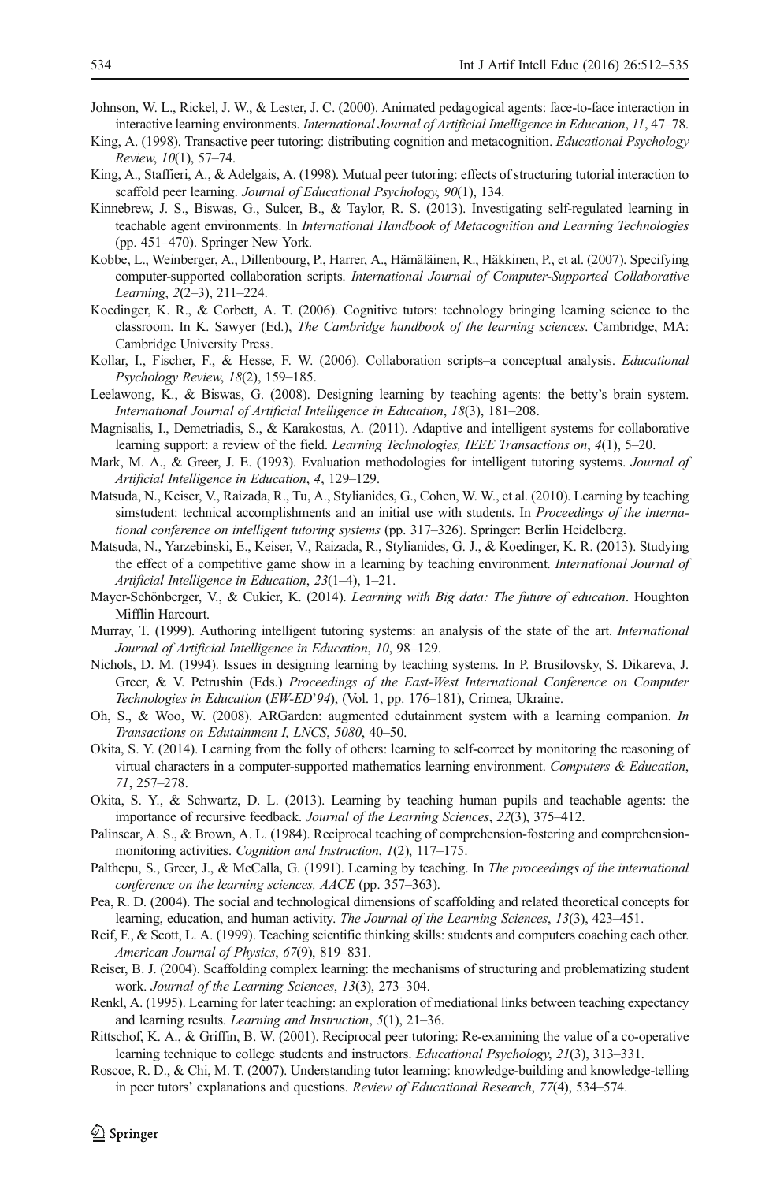Johnson, W. L., Rickel, J. W., & Lester, J. C. (2000). Animated pedagogical agents: face-to-face interaction in interactive learning environments. *International Journal of Artificial Intelligence in Education*, *11*, 47–78.

King, A. (1998). Transactive peer tutoring: distributing cognition and metacognition. *Educational Psychology Review*, *10*(1), 57–74.

King, A., Staffieri, A., & Adelgais, A. (1998). Mutual peer tutoring: effects of structuring tutorial interaction to scaffold peer learning. *Journal of Educational Psychology*, *90*(1), 134.

Kinnebrew, J. S., Biswas, G., Sulcer, B., & Taylor, R. S. (2013). Investigating self-regulated learning in teachable agent environments. In *International Handbook of Metacognition and Learning Technologies* (pp. 451–470). Springer New York.

Kobbe, L., Weinberger, A., Dillenbourg, P., Harrer, A., Hämäläinen, R., Häkkinen, P., et al. (2007). Specifying computer-supported collaboration scripts. *International Journal of Computer-Supported Collaborative Learning*, *2*(2–3), 211–224.

Koedinger, K. R., & Corbett, A. T. (2006). Cognitive tutors: technology bringing learning science to the classroom. In K. Sawyer (Ed.), *The Cambridge handbook of the learning sciences*. Cambridge, MA: Cambridge University Press.

Kollar, I., Fischer, F., & Hesse, F. W. (2006). Collaboration scripts–a conceptual analysis. *Educational Psychology Review*, *18*(2), 159–185.

Leelawong, K., & Biswas, G. (2008). Designing learning by teaching agents: the betty's brain system. *International Journal of Artificial Intelligence in Education*, *18*(3), 181–208.

Magnisalis, I., Demetriadis, S., & Karakostas, A. (2011). Adaptive and intelligent systems for collaborative learning support: a review of the field. *Learning Technologies, IEEE Transactions on*, *4*(1), 5–20.

Mark, M. A., & Greer, J. E. (1993). Evaluation methodologies for intelligent tutoring systems. *Journal of Artificial Intelligence in Education*, *4*, 129–129.

Matsuda, N., Keiser, V., Raizada, R., Tu, A., Stylianides, G., Cohen, W. W., et al. (2010). Learning by teaching simstudent: technical accomplishments and an initial use with students. In *Proceedings of the international conference on intelligent tutoring systems* (pp. 317–326). Springer: Berlin Heidelberg.

Matsuda, N., Yarzebinski, E., Keiser, V., Raizada, R., Stylianides, G. J., & Koedinger, K. R. (2013). Studying the effect of a competitive game show in a learning by teaching environment. *International Journal of Artificial Intelligence in Education*, *23*(1–4), 1–21.

Mayer-Schönberger, V., & Cukier, K. (2014). *Learning with Big data: The future of education*. Houghton Mifflin Harcourt.

Murray, T. (1999). Authoring intelligent tutoring systems: an analysis of the state of the art. *International Journal of Artificial Intelligence in Education*, *10*, 98–129.

Nichols, D. M. (1994). Issues in designing learning by teaching systems. In P. Brusilovsky, S. Dikareva, J. Greer, & V. Petrushin (Eds.) *Proceedings of the East-West International Conference on Computer Technologies in Education* (*EW-ED'94*), (Vol. 1, pp. 176–181), Crimea, Ukraine.

Oh, S., & Woo, W. (2008). ARGarden: augmented edutainment system with a learning companion. *In Transactions on Edutainment I, LNCS*, *5080*, 40–50.

Okita, S. Y. (2014). Learning from the folly of others: learning to self-correct by monitoring the reasoning of virtual characters in a computer-supported mathematics learning environment. *Computers & Education*, *71*, 257–278.

Okita, S. Y., & Schwartz, D. L. (2013). Learning by teaching human pupils and teachable agents: the importance of recursive feedback. *Journal of the Learning Sciences*, *22*(3), 375–412.

Palinscar, A. S., & Brown, A. L. (1984). Reciprocal teaching of comprehension-fostering and comprehension-monitoring activities. *Cognition and Instruction*, *1*(2), 117–175.

Palthepu, S., Greer, J., & McCalla, G. (1991). Learning by teaching. In *The proceedings of the international conference on the learning sciences, AACE* (pp. 357–363).

Pea, R. D. (2004). The social and technological dimensions of scaffolding and related theoretical concepts for learning, education, and human activity. *The Journal of the Learning Sciences*, *13*(3), 423–451.

Reif, F., & Scott, L. A. (1999). Teaching scientific thinking skills: students and computers coaching each other. *American Journal of Physics*, *67*(9), 819–831.

Reiser, B. J. (2004). Scaffolding complex learning: the mechanisms of structuring and problematizing student work. *Journal of the Learning Sciences*, *13*(3), 273–304.

Renkl, A. (1995). Learning for later teaching: an exploration of mediational links between teaching expectancy and learning results. *Learning and Instruction*, *5*(1), 21–36.

Rittschof, K. A., & Griffin, B. W. (2001). Reciprocal peer tutoring: Re-examining the value of a co-operative learning technique to college students and instructors. *Educational Psychology*, *21*(3), 313–331.

Roscoe, R. D., & Chi, M. T. (2007). Understanding tutor learning: knowledge-building and knowledge-telling in peer tutors' explanations and questions. *Review of Educational Research*, *77*(4), 534–574.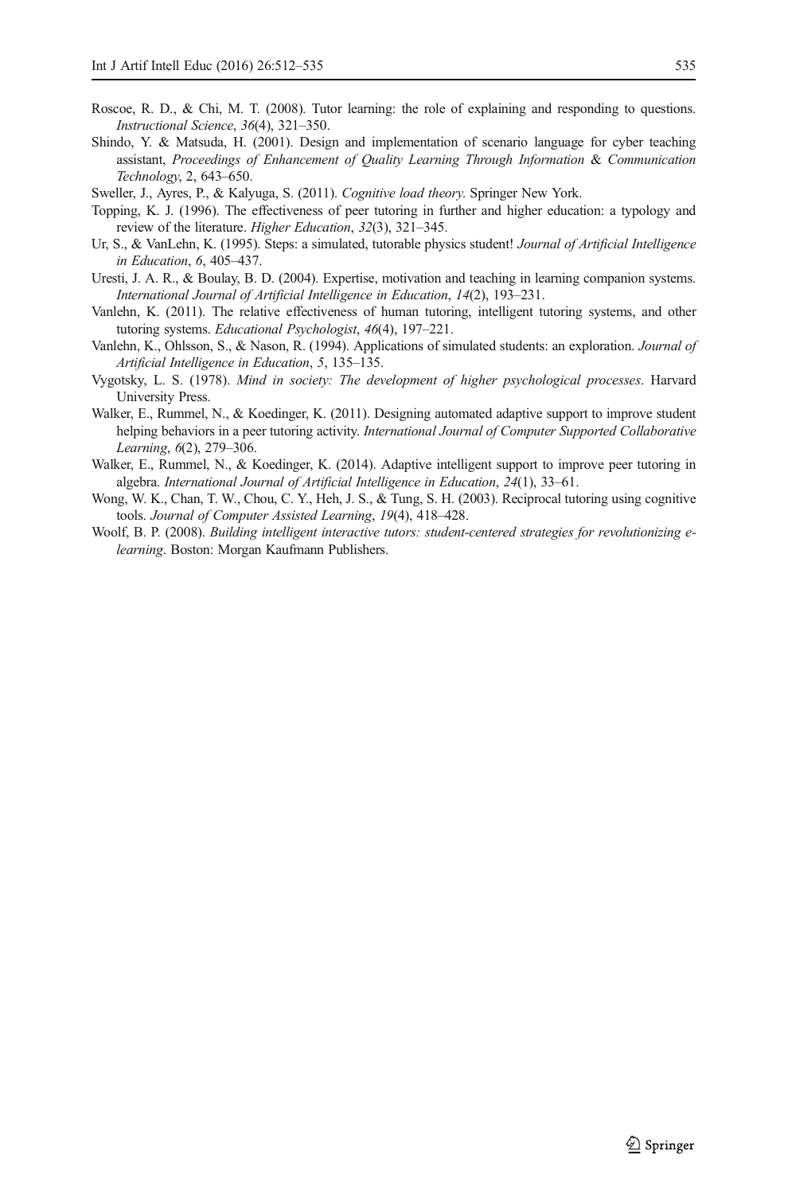Roscoe, R. D., & Chi, M. T. (2008). Tutor learning: the role of explaining and responding to questions. *Instructional Science*, *36*(4), 321–350.

Shindo, Y. & Matsuda, H. (2001). Design and implementation of scenario language for cyber teaching assistant, *Proceedings of Enhancement of Quality Learning Through Information & Communication Technology*, 2, 643–650.

Sweller, J., Ayres, P., & Kalyuga, S. (2011). *Cognitive load theory*. Springer New York.

Topping, K. J. (1996). The effectiveness of peer tutoring in further and higher education: a typology and review of the literature. *Higher Education*, *32*(3), 321–345.

Ur, S., & VanLehn, K. (1995). Steps: a simulated, tutorable physics student! *Journal of Artificial Intelligence in Education*, *6*, 405–437.

Uresti, J. A. R., & Boulay, B. D. (2004). Expertise, motivation and teaching in learning companion systems. *International Journal of Artificial Intelligence in Education*, *14*(2), 193–231.

Vanlehn, K. (2011). The relative effectiveness of human tutoring, intelligent tutoring systems, and other tutoring systems. *Educational Psychologist*, *46*(4), 197–221.

Vanlehn, K., Ohlsson, S., & Nason, R. (1994). Applications of simulated students: an exploration. *Journal of Artificial Intelligence in Education*, *5*, 135–135.

Vygotsky, L. S. (1978). *Mind in society: The development of higher psychological processes*. Harvard University Press.

Walker, E., Rummel, N., & Koedinger, K. (2011). Designing automated adaptive support to improve student helping behaviors in a peer tutoring activity. *International Journal of Computer Supported Collaborative Learning*, *6*(2), 279–306.

Walker, E., Rummel, N., & Koedinger, K. (2014). Adaptive intelligent support to improve peer tutoring in algebra. *International Journal of Artificial Intelligence in Education*, *24*(1), 33–61.

Wong, W. K., Chan, T. W., Chou, C. Y., Heh, J. S., & Tung, S. H. (2003). Reciprocal tutoring using cognitive tools. *Journal of Computer Assisted Learning*, *19*(4), 418–428.

Woolf, B. P. (2008). *Building intelligent interactive tutors: student-centered strategies for revolutionizing e-learning*. Boston: Morgan Kaufmann Publishers.